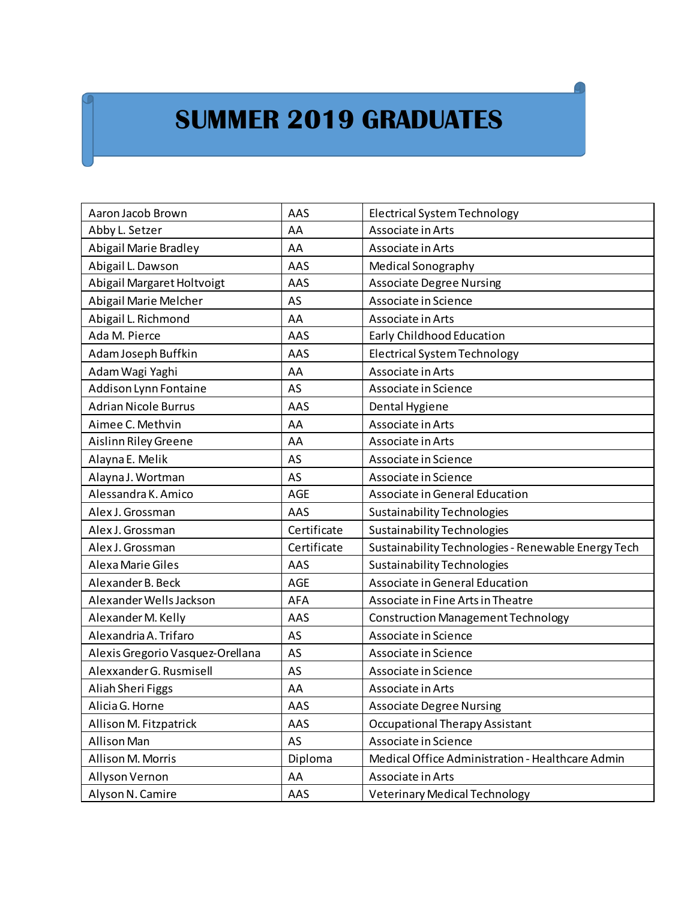# SUMMER 2019 GRADUATES

| | | |
|---|---|---|
| Aaron Jacob Brown | AAS | Electrical System Technology |
| Abby L. Setzer | AA | Associate in Arts |
| Abigail Marie Bradley | AA | Associate in Arts |
| Abigail L. Dawson | AAS | Medical Sonography |
| Abigail Margaret Holtvoigt | AAS | Associate Degree Nursing |
| Abigail Marie Melcher | AS | Associate in Science |
| Abigail L. Richmond | AA | Associate in Arts |
| Ada M. Pierce | AAS | Early Childhood Education |
| Adam Joseph Buffkin | AAS | Electrical System Technology |
| Adam Wagi Yaghi | AA | Associate in Arts |
| Addison Lynn Fontaine | AS | Associate in Science |
| Adrian Nicole Burrus | AAS | Dental Hygiene |
| Aimee C. Methvin | AA | Associate in Arts |
| Aislinn Riley Greene | AA | Associate in Arts |
| Alayna E. Melik | AS | Associate in Science |
| Alayna J. Wortman | AS | Associate in Science |
| Alessandra K. Amico | AGE | Associate in General Education |
| Alex J. Grossman | AAS | Sustainability Technologies |
| Alex J. Grossman | Certificate | Sustainability Technologies |
| Alex J. Grossman | Certificate | Sustainability Technologies - Renewable Energy Tech |
| Alexa Marie Giles | AAS | Sustainability Technologies |
| Alexander B. Beck | AGE | Associate in General Education |
| Alexander Wells Jackson | AFA | Associate in Fine Arts in Theatre |
| Alexander M. Kelly | AAS | Construction Management Technology |
| Alexandria A. Trifaro | AS | Associate in Science |
| Alexis Gregorio Vasquez-Orellana | AS | Associate in Science |
| Alexxander G. Rusmisell | AS | Associate in Science |
| Aliah Sheri Figgs | AA | Associate in Arts |
| Alicia G. Horne | AAS | Associate Degree Nursing |
| Allison M. Fitzpatrick | AAS | Occupational Therapy Assistant |
| Allison Man | AS | Associate in Science |
| Allison M. Morris | Diploma | Medical Office Administration - Healthcare Admin |
| Allyson Vernon | AA | Associate in Arts |
| Alyson N. Camire | AAS | Veterinary Medical Technology |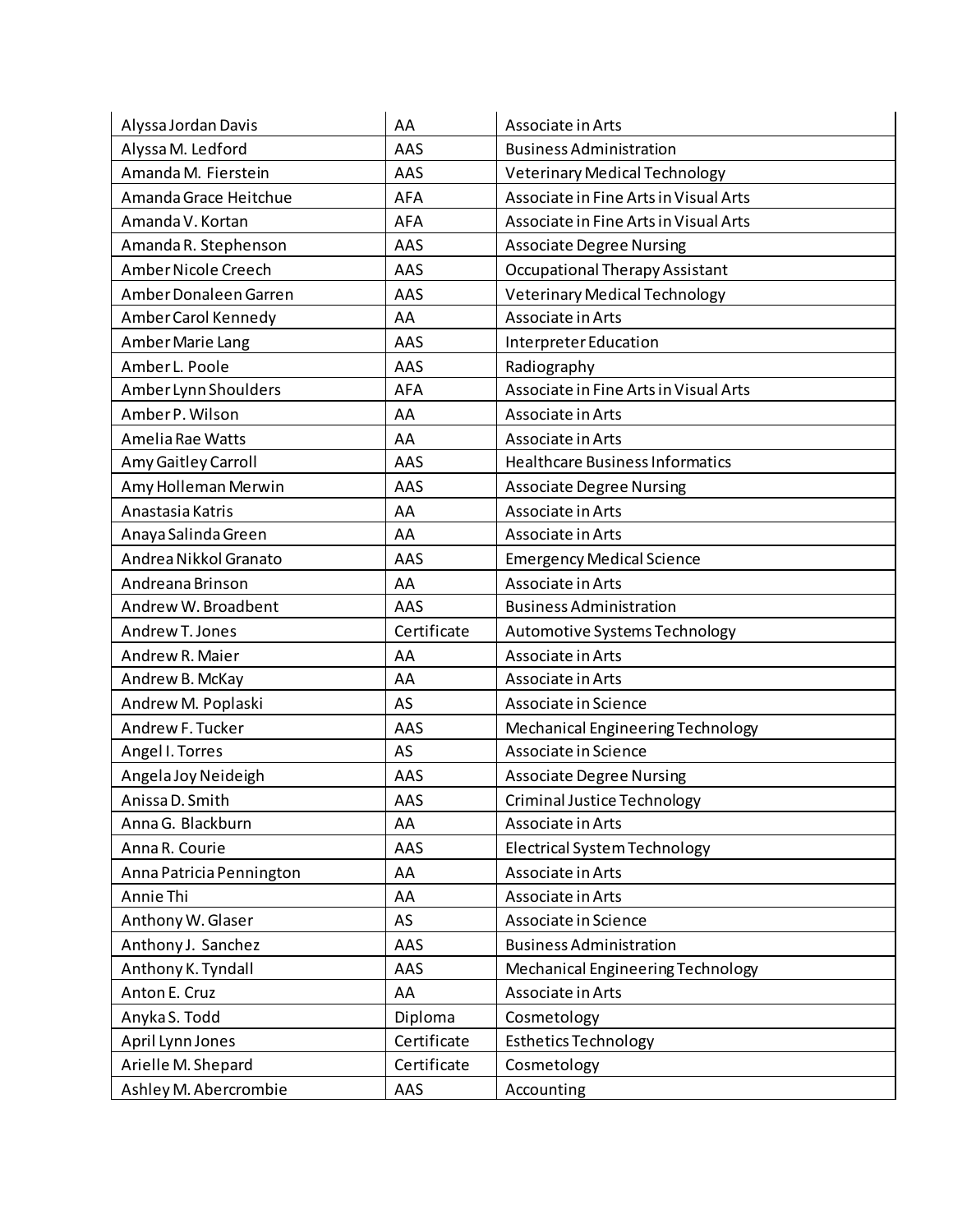| | | |
|---|---|---|
| Alyssa Jordan Davis | AA | Associate in Arts |
| Alyssa M. Ledford | AAS | Business Administration |
| Amanda M. Fierstein | AAS | Veterinary Medical Technology |
| Amanda Grace Heitchue | AFA | Associate in Fine Arts in Visual Arts |
| Amanda V. Kortan | AFA | Associate in Fine Arts in Visual Arts |
| Amanda R. Stephenson | AAS | Associate Degree Nursing |
| Amber Nicole Creech | AAS | Occupational Therapy Assistant |
| Amber Donaleen Garren | AAS | Veterinary Medical Technology |
| Amber Carol Kennedy | AA | Associate in Arts |
| Amber Marie Lang | AAS | Interpreter Education |
| Amber L. Poole | AAS | Radiography |
| Amber Lynn Shoulders | AFA | Associate in Fine Arts in Visual Arts |
| Amber P. Wilson | AA | Associate in Arts |
| Amelia Rae Watts | AA | Associate in Arts |
| Amy Gaitley Carroll | AAS | Healthcare Business Informatics |
| Amy Holleman Merwin | AAS | Associate Degree Nursing |
| Anastasia Katris | AA | Associate in Arts |
| Anaya Salinda Green | AA | Associate in Arts |
| Andrea Nikkol Granato | AAS | Emergency Medical Science |
| Andreana Brinson | AA | Associate in Arts |
| Andrew W. Broadbent | AAS | Business Administration |
| Andrew T. Jones | Certificate | Automotive Systems Technology |
| Andrew R. Maier | AA | Associate in Arts |
| Andrew B. McKay | AA | Associate in Arts |
| Andrew M. Poplaski | AS | Associate in Science |
| Andrew F. Tucker | AAS | Mechanical Engineering Technology |
| Angel I. Torres | AS | Associate in Science |
| Angela Joy Neideigh | AAS | Associate Degree Nursing |
| Anissa D. Smith | AAS | Criminal Justice Technology |
| Anna G. Blackburn | AA | Associate in Arts |
| Anna R. Courie | AAS | Electrical System Technology |
| Anna Patricia Pennington | AA | Associate in Arts |
| Annie Thi | AA | Associate in Arts |
| Anthony W. Glaser | AS | Associate in Science |
| Anthony J. Sanchez | AAS | Business Administration |
| Anthony K. Tyndall | AAS | Mechanical Engineering Technology |
| Anton E. Cruz | AA | Associate in Arts |
| Anyka S. Todd | Diploma | Cosmetology |
| April Lynn Jones | Certificate | Esthetics Technology |
| Arielle M. Shepard | Certificate | Cosmetology |
| Ashley M. Abercrombie | AAS | Accounting |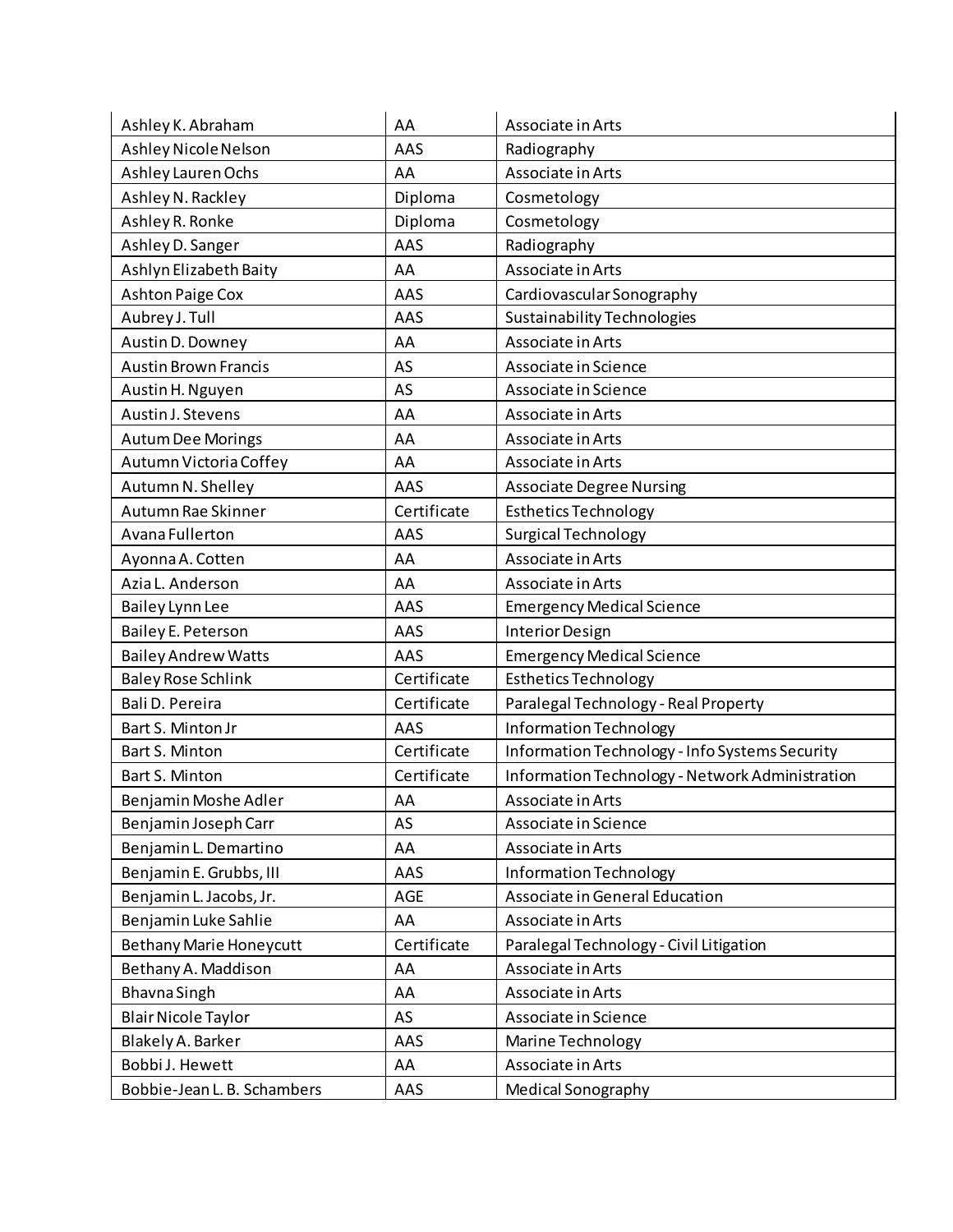| | | |
|---|---|---|
| Ashley K. Abraham | AA | Associate in Arts |
| Ashley Nicole Nelson | AAS | Radiography |
| Ashley Lauren Ochs | AA | Associate in Arts |
| Ashley N. Rackley | Diploma | Cosmetology |
| Ashley R. Ronke | Diploma | Cosmetology |
| Ashley D. Sanger | AAS | Radiography |
| Ashlyn Elizabeth Baity | AA | Associate in Arts |
| Ashton Paige Cox | AAS | Cardiovascular Sonography |
| Aubrey J. Tull | AAS | Sustainability Technologies |
| Austin D. Downey | AA | Associate in Arts |
| Austin Brown Francis | AS | Associate in Science |
| Austin H. Nguyen | AS | Associate in Science |
| Austin J. Stevens | AA | Associate in Arts |
| Autum Dee Morings | AA | Associate in Arts |
| Autumn Victoria Coffey | AA | Associate in Arts |
| Autumn N. Shelley | AAS | Associate Degree Nursing |
| Autumn Rae Skinner | Certificate | Esthetics Technology |
| Avana Fullerton | AAS | Surgical Technology |
| Ayonna A. Cotten | AA | Associate in Arts |
| Azia L. Anderson | AA | Associate in Arts |
| Bailey Lynn Lee | AAS | Emergency Medical Science |
| Bailey E. Peterson | AAS | Interior Design |
| Bailey Andrew Watts | AAS | Emergency Medical Science |
| Baley Rose Schlink | Certificate | Esthetics Technology |
| Bali D. Pereira | Certificate | Paralegal Technology - Real Property |
| Bart S. Minton Jr | AAS | Information Technology |
| Bart S. Minton | Certificate | Information Technology - Info Systems Security |
| Bart S. Minton | Certificate | Information Technology - Network Administration |
| Benjamin Moshe Adler | AA | Associate in Arts |
| Benjamin Joseph Carr | AS | Associate in Science |
| Benjamin L. Demartino | AA | Associate in Arts |
| Benjamin E. Grubbs, III | AAS | Information Technology |
| Benjamin L. Jacobs, Jr. | AGE | Associate in General Education |
| Benjamin Luke Sahlie | AA | Associate in Arts |
| Bethany Marie Honeycutt | Certificate | Paralegal Technology - Civil Litigation |
| Bethany A. Maddison | AA | Associate in Arts |
| Bhavna Singh | AA | Associate in Arts |
| Blair Nicole Taylor | AS | Associate in Science |
| Blakely A. Barker | AAS | Marine Technology |
| Bobbi J. Hewett | AA | Associate in Arts |
| Bobbie-Jean L. B. Schambers | AAS | Medical Sonography |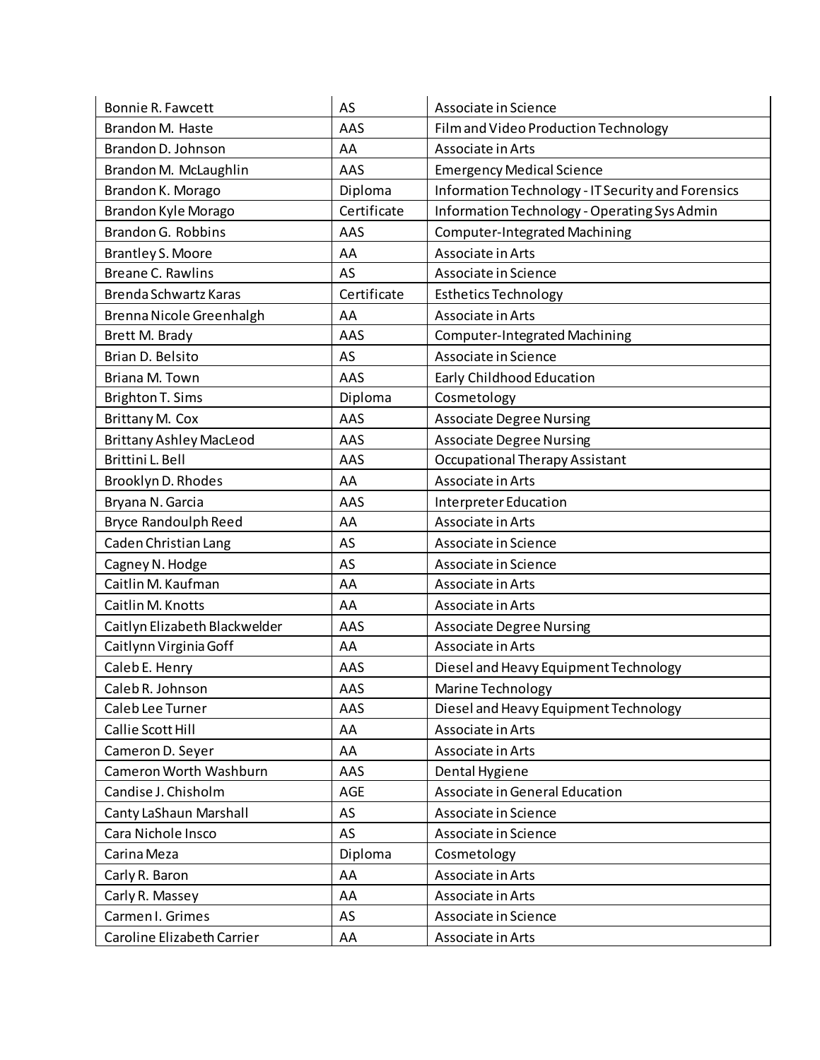| | | |
|---|---|---|
| Bonnie R. Fawcett | AS | Associate in Science |
| Brandon M. Haste | AAS | Film and Video Production Technology |
| Brandon D. Johnson | AA | Associate in Arts |
| Brandon M. McLaughlin | AAS | Emergency Medical Science |
| Brandon K. Morago | Diploma | Information Technology - IT Security and Forensics |
| Brandon Kyle Morago | Certificate | Information Technology - Operating Sys Admin |
| Brandon G. Robbins | AAS | Computer-Integrated Machining |
| Brantley S. Moore | AA | Associate in Arts |
| Breane C. Rawlins | AS | Associate in Science |
| Brenda Schwartz Karas | Certificate | Esthetics Technology |
| Brenna Nicole Greenhalgh | AA | Associate in Arts |
| Brett M. Brady | AAS | Computer-Integrated Machining |
| Brian D. Belsito | AS | Associate in Science |
| Briana M. Town | AAS | Early Childhood Education |
| Brighton T. Sims | Diploma | Cosmetology |
| Brittany M. Cox | AAS | Associate Degree Nursing |
| Brittany Ashley MacLeod | AAS | Associate Degree Nursing |
| Brittini L. Bell | AAS | Occupational Therapy Assistant |
| Brooklyn D. Rhodes | AA | Associate in Arts |
| Bryana N. Garcia | AAS | Interpreter Education |
| Bryce Randoulph Reed | AA | Associate in Arts |
| Caden Christian Lang | AS | Associate in Science |
| Cagney N. Hodge | AS | Associate in Science |
| Caitlin M. Kaufman | AA | Associate in Arts |
| Caitlin M. Knotts | AA | Associate in Arts |
| Caitlyn Elizabeth Blackwelder | AAS | Associate Degree Nursing |
| Caitlynn Virginia Goff | AA | Associate in Arts |
| Caleb E. Henry | AAS | Diesel and Heavy Equipment Technology |
| Caleb R. Johnson | AAS | Marine Technology |
| Caleb Lee Turner | AAS | Diesel and Heavy Equipment Technology |
| Callie Scott Hill | AA | Associate in Arts |
| Cameron D. Seyer | AA | Associate in Arts |
| Cameron Worth Washburn | AAS | Dental Hygiene |
| Candise J. Chisholm | AGE | Associate in General Education |
| Canty LaShaun Marshall | AS | Associate in Science |
| Cara Nichole Insco | AS | Associate in Science |
| Carina Meza | Diploma | Cosmetology |
| Carly R. Baron | AA | Associate in Arts |
| Carly R. Massey | AA | Associate in Arts |
| Carmen I. Grimes | AS | Associate in Science |
| Caroline Elizabeth Carrier | AA | Associate in Arts |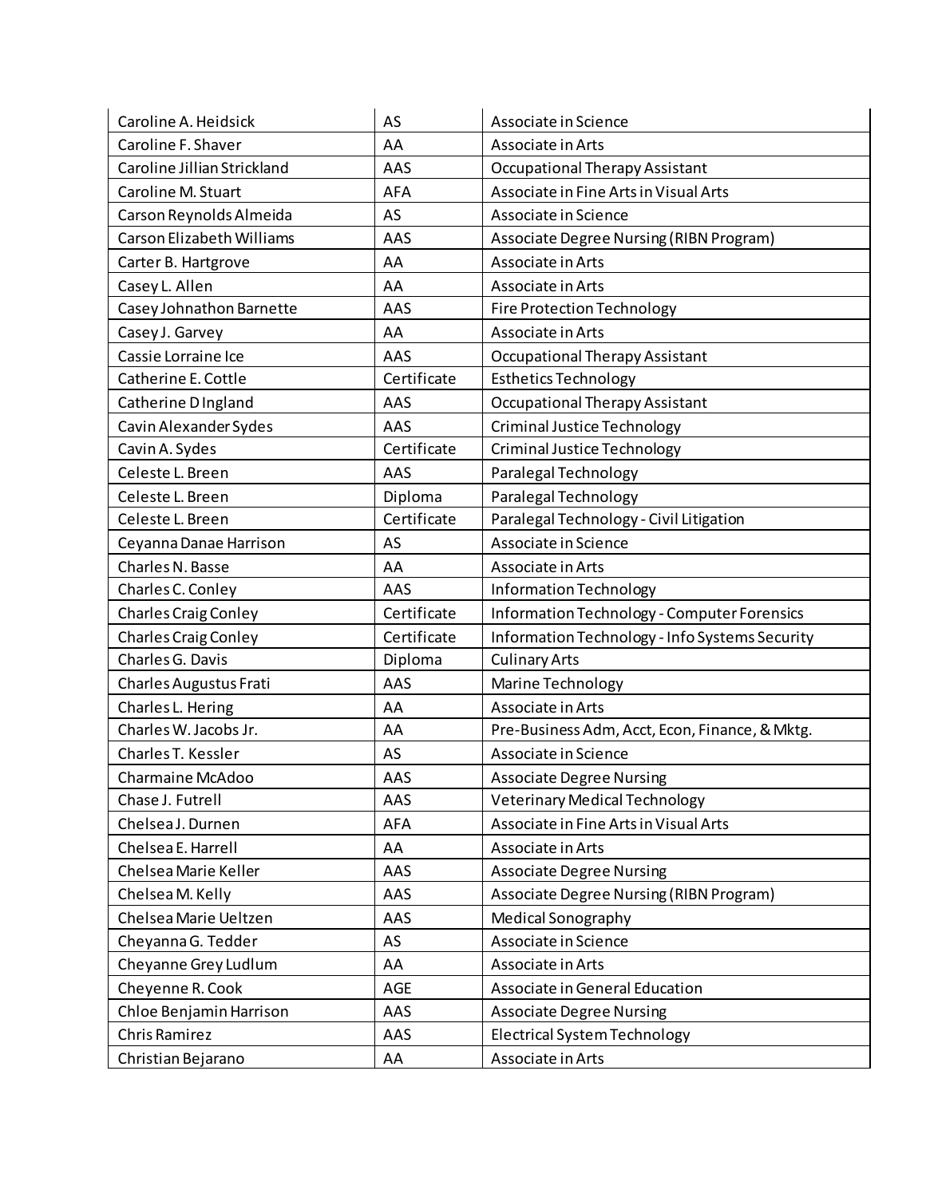| | | |
|---|---|---|
| Caroline A. Heidsick | AS | Associate in Science |
| Caroline F. Shaver | AA | Associate in Arts |
| Caroline Jillian Strickland | AAS | Occupational Therapy Assistant |
| Caroline M. Stuart | AFA | Associate in Fine Arts in Visual Arts |
| Carson Reynolds Almeida | AS | Associate in Science |
| Carson Elizabeth Williams | AAS | Associate Degree Nursing (RIBN Program) |
| Carter B. Hartgrove | AA | Associate in Arts |
| Casey L. Allen | AA | Associate in Arts |
| Casey Johnathon Barnette | AAS | Fire Protection Technology |
| Casey J. Garvey | AA | Associate in Arts |
| Cassie Lorraine Ice | AAS | Occupational Therapy Assistant |
| Catherine E. Cottle | Certificate | Esthetics Technology |
| Catherine D Ingland | AAS | Occupational Therapy Assistant |
| Cavin Alexander Sydes | AAS | Criminal Justice Technology |
| Cavin A. Sydes | Certificate | Criminal Justice Technology |
| Celeste L. Breen | AAS | Paralegal Technology |
| Celeste L. Breen | Diploma | Paralegal Technology |
| Celeste L. Breen | Certificate | Paralegal Technology - Civil Litigation |
| Ceyanna Danae Harrison | AS | Associate in Science |
| Charles N. Basse | AA | Associate in Arts |
| Charles C. Conley | AAS | Information Technology |
| Charles Craig Conley | Certificate | Information Technology - Computer Forensics |
| Charles Craig Conley | Certificate | Information Technology - Info Systems Security |
| Charles G. Davis | Diploma | Culinary Arts |
| Charles Augustus Frati | AAS | Marine Technology |
| Charles L. Hering | AA | Associate in Arts |
| Charles W. Jacobs Jr. | AA | Pre-Business Adm, Acct, Econ, Finance, & Mktg. |
| Charles T. Kessler | AS | Associate in Science |
| Charmaine McAdoo | AAS | Associate Degree Nursing |
| Chase J. Futrell | AAS | Veterinary Medical Technology |
| Chelsea J. Durnen | AFA | Associate in Fine Arts in Visual Arts |
| Chelsea E. Harrell | AA | Associate in Arts |
| Chelsea Marie Keller | AAS | Associate Degree Nursing |
| Chelsea M. Kelly | AAS | Associate Degree Nursing (RIBN Program) |
| Chelsea Marie Ueltzen | AAS | Medical Sonography |
| Cheyanna G. Tedder | AS | Associate in Science |
| Cheyanne Grey Ludlum | AA | Associate in Arts |
| Cheyenne R. Cook | AGE | Associate in General Education |
| Chloe Benjamin Harrison | AAS | Associate Degree Nursing |
| Chris Ramirez | AAS | Electrical System Technology |
| Christian Bejarano | AA | Associate in Arts |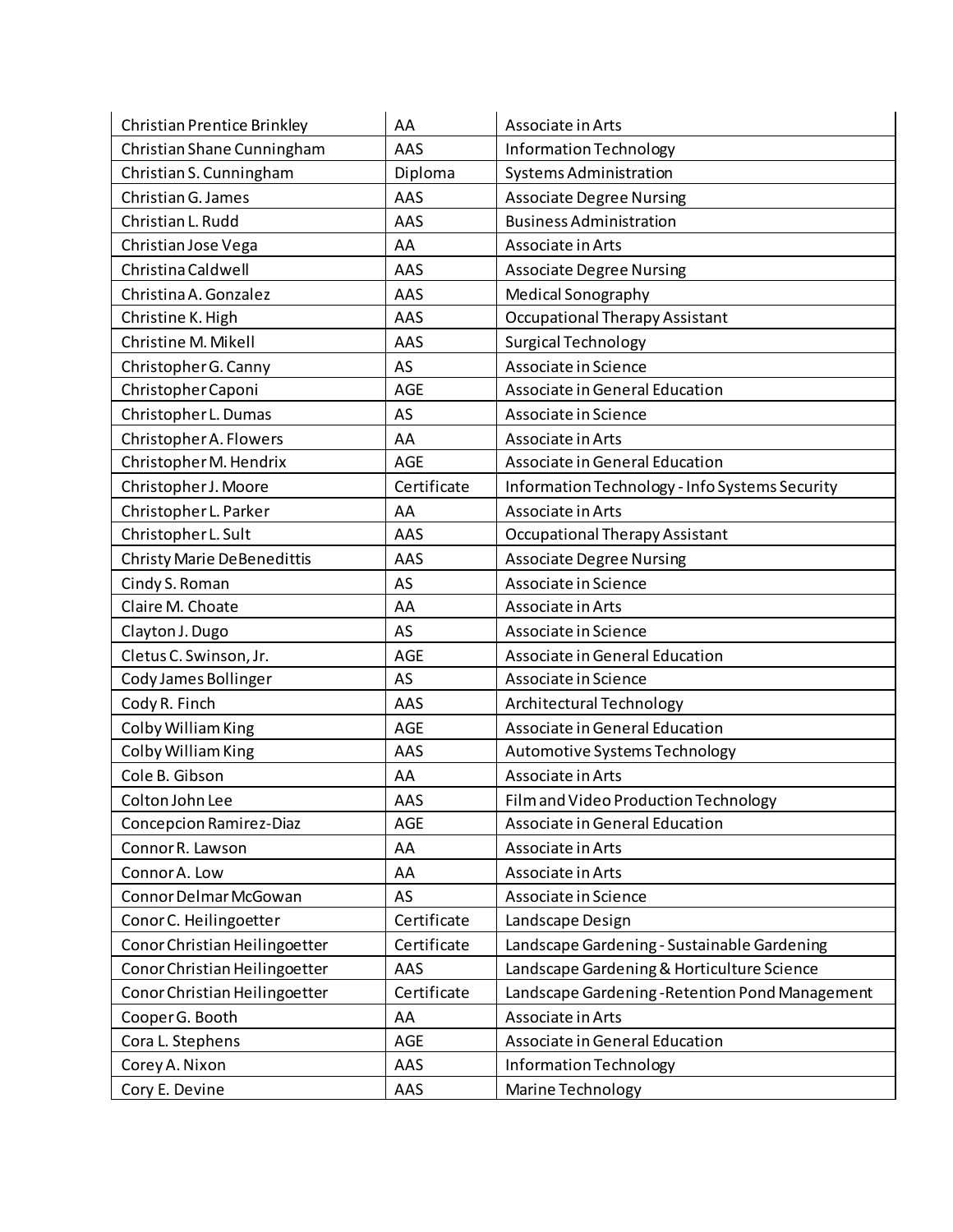| | | |
|---|---|---|
| Christian Prentice Brinkley | AA | Associate in Arts |
| Christian Shane Cunningham | AAS | Information Technology |
| Christian S. Cunningham | Diploma | Systems Administration |
| Christian G. James | AAS | Associate Degree Nursing |
| Christian L. Rudd | AAS | Business Administration |
| Christian Jose Vega | AA | Associate in Arts |
| Christina Caldwell | AAS | Associate Degree Nursing |
| Christina A. Gonzalez | AAS | Medical Sonography |
| Christine K. High | AAS | Occupational Therapy Assistant |
| Christine M. Mikell | AAS | Surgical Technology |
| Christopher G. Canny | AS | Associate in Science |
| Christopher Caponi | AGE | Associate in General Education |
| Christopher L. Dumas | AS | Associate in Science |
| Christopher A. Flowers | AA | Associate in Arts |
| Christopher M. Hendrix | AGE | Associate in General Education |
| Christopher J. Moore | Certificate | Information Technology - Info Systems Security |
| Christopher L. Parker | AA | Associate in Arts |
| Christopher L. Sult | AAS | Occupational Therapy Assistant |
| Christy Marie DeBenedittis | AAS | Associate Degree Nursing |
| Cindy S. Roman | AS | Associate in Science |
| Claire M. Choate | AA | Associate in Arts |
| Clayton J. Dugo | AS | Associate in Science |
| Cletus C. Swinson, Jr. | AGE | Associate in General Education |
| Cody James Bollinger | AS | Associate in Science |
| Cody R. Finch | AAS | Architectural Technology |
| Colby William King | AGE | Associate in General Education |
| Colby William King | AAS | Automotive Systems Technology |
| Cole B. Gibson | AA | Associate in Arts |
| Colton John Lee | AAS | Film and Video Production Technology |
| Concepcion Ramirez-Diaz | AGE | Associate in General Education |
| Connor R. Lawson | AA | Associate in Arts |
| Connor A. Low | AA | Associate in Arts |
| Connor Delmar McGowan | AS | Associate in Science |
| Conor C. Heilingoetter | Certificate | Landscape Design |
| Conor Christian Heilingoetter | Certificate | Landscape Gardening - Sustainable Gardening |
| Conor Christian Heilingoetter | AAS | Landscape Gardening & Horticulture Science |
| Conor Christian Heilingoetter | Certificate | Landscape Gardening -Retention Pond Management |
| Cooper G. Booth | AA | Associate in Arts |
| Cora L. Stephens | AGE | Associate in General Education |
| Corey A. Nixon | AAS | Information Technology |
| Cory E. Devine | AAS | Marine Technology |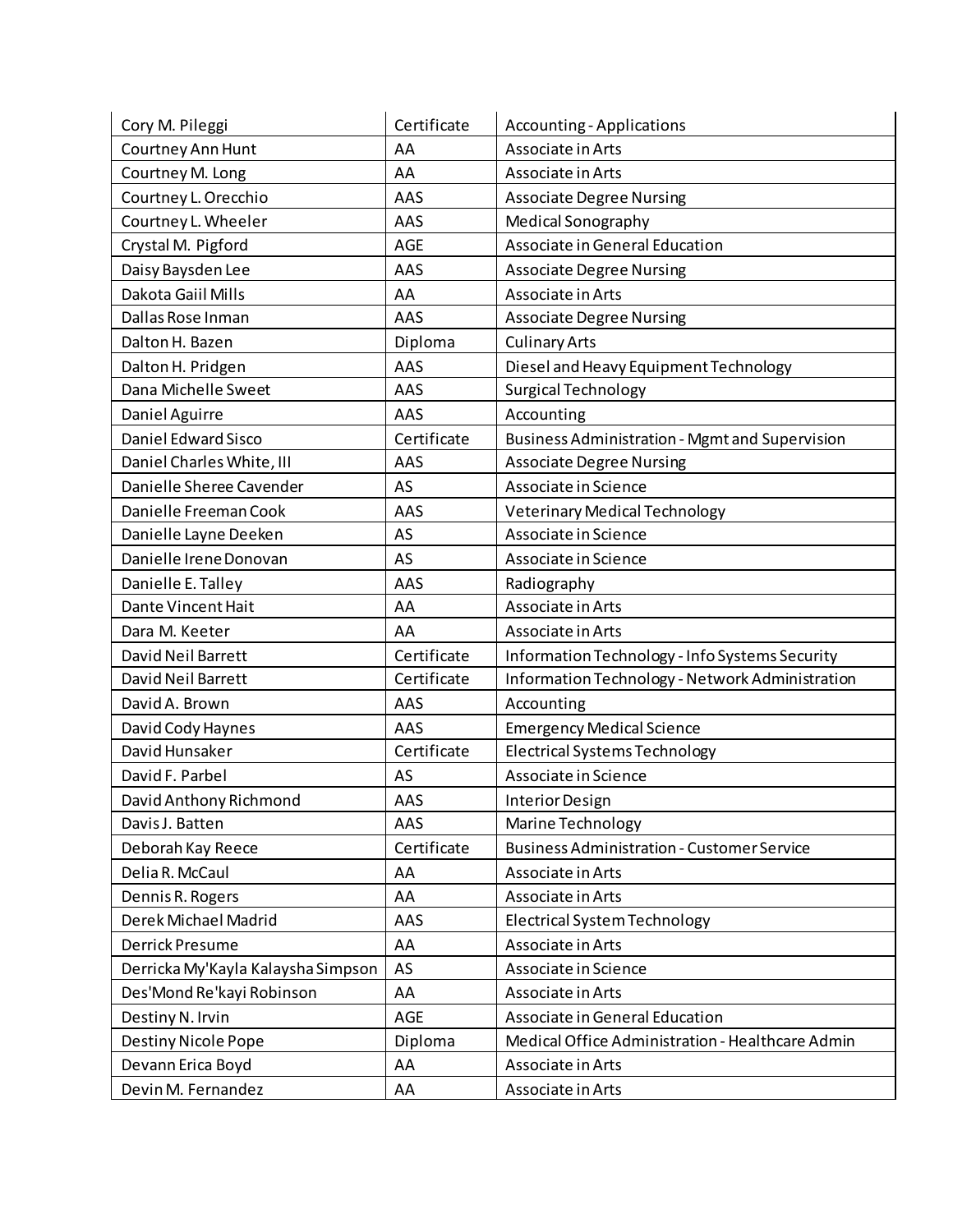| | | |
|---|---|---|
| Cory M. Pileggi | Certificate | Accounting - Applications |
| Courtney Ann Hunt | AA | Associate in Arts |
| Courtney M. Long | AA | Associate in Arts |
| Courtney L. Orecchio | AAS | Associate Degree Nursing |
| Courtney L. Wheeler | AAS | Medical Sonography |
| Crystal M. Pigford | AGE | Associate in General Education |
| Daisy Baysden Lee | AAS | Associate Degree Nursing |
| Dakota Gaiil Mills | AA | Associate in Arts |
| Dallas Rose Inman | AAS | Associate Degree Nursing |
| Dalton H. Bazen | Diploma | Culinary Arts |
| Dalton H. Pridgen | AAS | Diesel and Heavy Equipment Technology |
| Dana Michelle Sweet | AAS | Surgical Technology |
| Daniel Aguirre | AAS | Accounting |
| Daniel Edward Sisco | Certificate | Business Administration - Mgmt and Supervision |
| Daniel Charles White, III | AAS | Associate Degree Nursing |
| Danielle Sheree Cavender | AS | Associate in Science |
| Danielle Freeman Cook | AAS | Veterinary Medical Technology |
| Danielle Layne Deeken | AS | Associate in Science |
| Danielle Irene Donovan | AS | Associate in Science |
| Danielle E. Talley | AAS | Radiography |
| Dante Vincent Hait | AA | Associate in Arts |
| Dara M. Keeter | AA | Associate in Arts |
| David Neil Barrett | Certificate | Information Technology - Info Systems Security |
| David Neil Barrett | Certificate | Information Technology - Network Administration |
| David A. Brown | AAS | Accounting |
| David Cody Haynes | AAS | Emergency Medical Science |
| David Hunsaker | Certificate | Electrical Systems Technology |
| David F. Parbel | AS | Associate in Science |
| David Anthony Richmond | AAS | Interior Design |
| Davis J. Batten | AAS | Marine Technology |
| Deborah Kay Reece | Certificate | Business Administration - Customer Service |
| Delia R. McCaul | AA | Associate in Arts |
| Dennis R. Rogers | AA | Associate in Arts |
| Derek Michael Madrid | AAS | Electrical System Technology |
| Derrick Presume | AA | Associate in Arts |
| Derricka My'Kayla Kalaysha Simpson | AS | Associate in Science |
| Des'Mond Re'kayi Robinson | AA | Associate in Arts |
| Destiny N. Irvin | AGE | Associate in General Education |
| Destiny Nicole Pope | Diploma | Medical Office Administration - Healthcare Admin |
| Devann Erica Boyd | AA | Associate in Arts |
| Devin M. Fernandez | AA | Associate in Arts |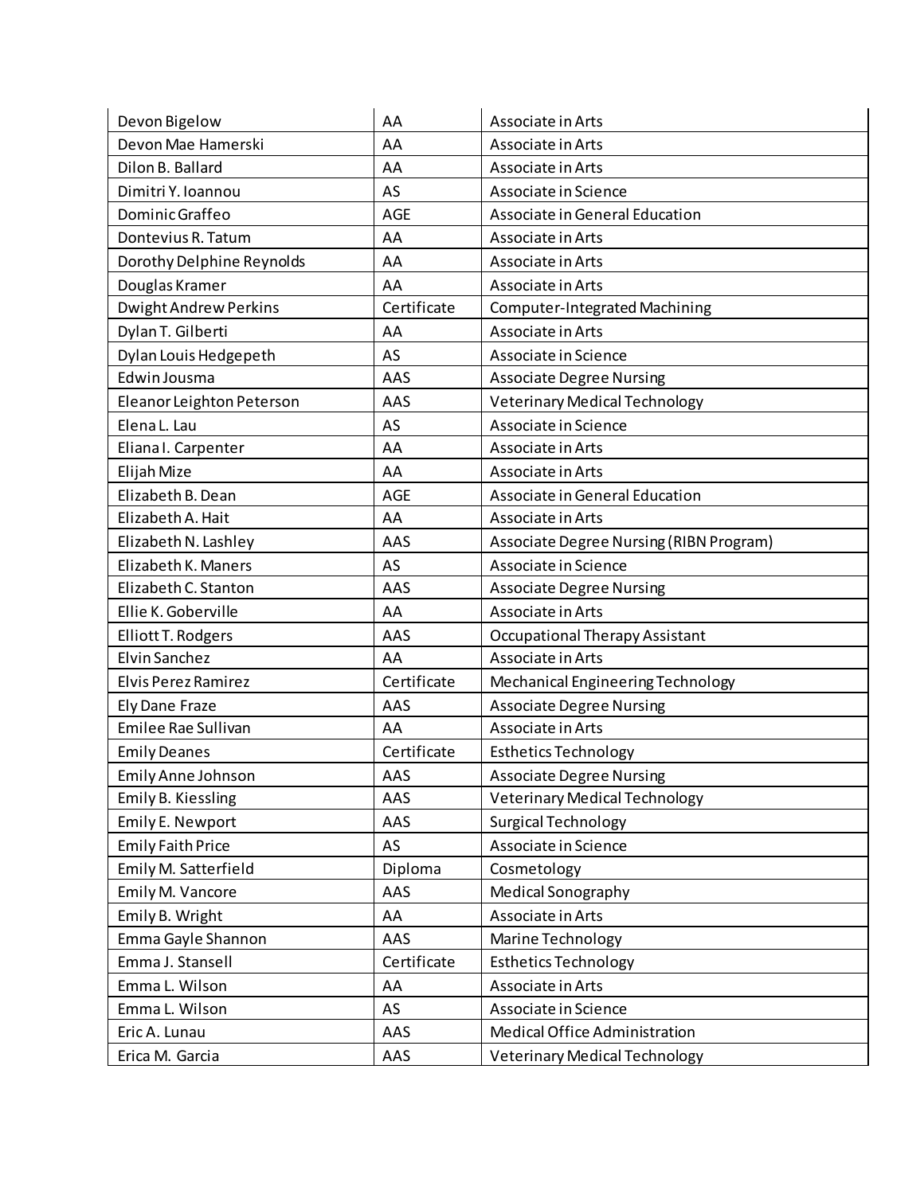| | | |
|---|---|---|
| Devon Bigelow | AA | Associate in Arts |
| Devon Mae Hamerski | AA | Associate in Arts |
| Dilon B. Ballard | AA | Associate in Arts |
| Dimitri Y. Ioannou | AS | Associate in Science |
| Dominic Graffeo | AGE | Associate in General Education |
| Dontevius R. Tatum | AA | Associate in Arts |
| Dorothy Delphine Reynolds | AA | Associate in Arts |
| Douglas Kramer | AA | Associate in Arts |
| Dwight Andrew Perkins | Certificate | Computer-Integrated Machining |
| Dylan T. Gilberti | AA | Associate in Arts |
| Dylan Louis Hedgepeth | AS | Associate in Science |
| Edwin Jousma | AAS | Associate Degree Nursing |
| Eleanor Leighton Peterson | AAS | Veterinary Medical Technology |
| Elena L. Lau | AS | Associate in Science |
| Eliana I. Carpenter | AA | Associate in Arts |
| Elijah Mize | AA | Associate in Arts |
| Elizabeth B. Dean | AGE | Associate in General Education |
| Elizabeth A. Hait | AA | Associate in Arts |
| Elizabeth N. Lashley | AAS | Associate Degree Nursing (RIBN Program) |
| Elizabeth K. Maners | AS | Associate in Science |
| Elizabeth C. Stanton | AAS | Associate Degree Nursing |
| Ellie K. Goberville | AA | Associate in Arts |
| Elliott T. Rodgers | AAS | Occupational Therapy Assistant |
| Elvin Sanchez | AA | Associate in Arts |
| Elvis Perez Ramirez | Certificate | Mechanical Engineering Technology |
| Ely Dane Fraze | AAS | Associate Degree Nursing |
| Emilee Rae Sullivan | AA | Associate in Arts |
| Emily Deanes | Certificate | Esthetics Technology |
| Emily Anne Johnson | AAS | Associate Degree Nursing |
| Emily B. Kiessling | AAS | Veterinary Medical Technology |
| Emily E. Newport | AAS | Surgical Technology |
| Emily Faith Price | AS | Associate in Science |
| Emily M. Satterfield | Diploma | Cosmetology |
| Emily M. Vancore | AAS | Medical Sonography |
| Emily B. Wright | AA | Associate in Arts |
| Emma Gayle Shannon | AAS | Marine Technology |
| Emma J. Stansell | Certificate | Esthetics Technology |
| Emma L. Wilson | AA | Associate in Arts |
| Emma L. Wilson | AS | Associate in Science |
| Eric A. Lunau | AAS | Medical Office Administration |
| Erica M. Garcia | AAS | Veterinary Medical Technology |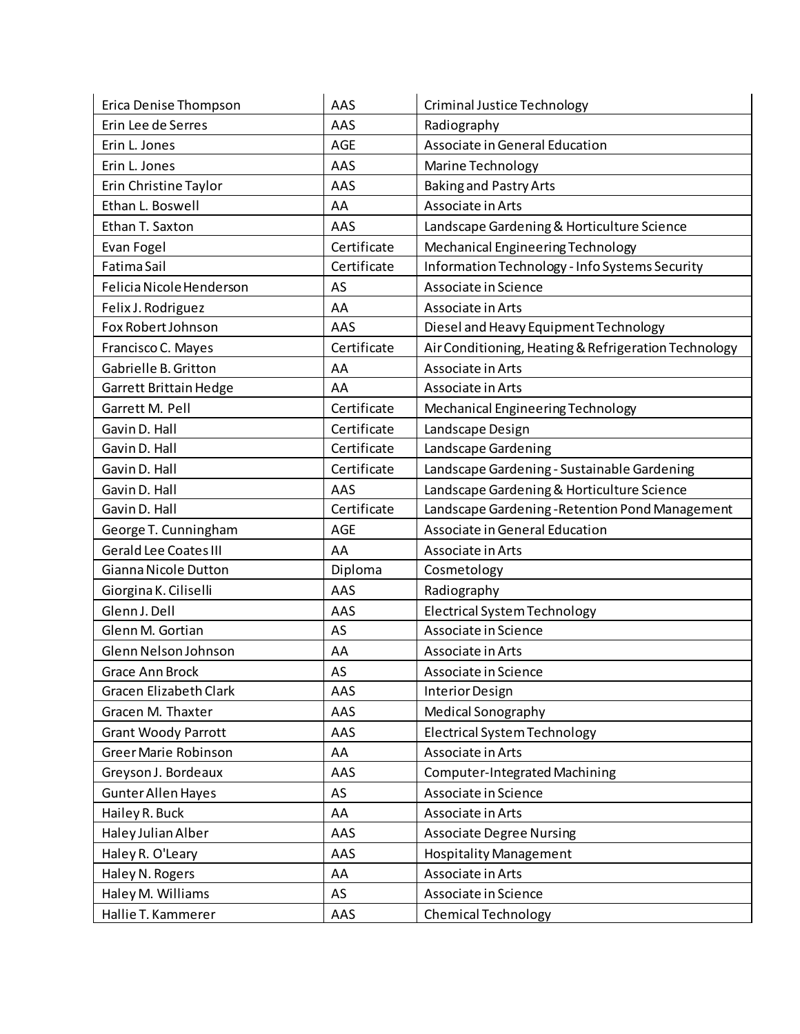| | | |
|---|---|---|
| Erica Denise Thompson | AAS | Criminal Justice Technology |
| Erin Lee de Serres | AAS | Radiography |
| Erin L. Jones | AGE | Associate in General Education |
| Erin L. Jones | AAS | Marine Technology |
| Erin Christine Taylor | AAS | Baking and Pastry Arts |
| Ethan L. Boswell | AA | Associate in Arts |
| Ethan T. Saxton | AAS | Landscape Gardening & Horticulture Science |
| Evan Fogel | Certificate | Mechanical Engineering Technology |
| Fatima Sail | Certificate | Information Technology - Info Systems Security |
| Felicia Nicole Henderson | AS | Associate in Science |
| Felix J. Rodriguez | AA | Associate in Arts |
| Fox Robert Johnson | AAS | Diesel and Heavy Equipment Technology |
| Francisco C. Mayes | Certificate | Air Conditioning, Heating & Refrigeration Technology |
| Gabrielle B. Gritton | AA | Associate in Arts |
| Garrett Brittain Hedge | AA | Associate in Arts |
| Garrett M. Pell | Certificate | Mechanical Engineering Technology |
| Gavin D. Hall | Certificate | Landscape Design |
| Gavin D. Hall | Certificate | Landscape Gardening |
| Gavin D. Hall | Certificate | Landscape Gardening - Sustainable Gardening |
| Gavin D. Hall | AAS | Landscape Gardening & Horticulture Science |
| Gavin D. Hall | Certificate | Landscape Gardening -Retention Pond Management |
| George T. Cunningham | AGE | Associate in General Education |
| Gerald Lee Coates III | AA | Associate in Arts |
| Gianna Nicole Dutton | Diploma | Cosmetology |
| Giorgina K. Ciliselli | AAS | Radiography |
| Glenn J. Dell | AAS | Electrical System Technology |
| Glenn M. Gortian | AS | Associate in Science |
| Glenn Nelson Johnson | AA | Associate in Arts |
| Grace Ann Brock | AS | Associate in Science |
| Gracen Elizabeth Clark | AAS | Interior Design |
| Gracen M. Thaxter | AAS | Medical Sonography |
| Grant Woody Parrott | AAS | Electrical System Technology |
| Greer Marie Robinson | AA | Associate in Arts |
| Greyson J. Bordeaux | AAS | Computer-Integrated Machining |
| Gunter Allen Hayes | AS | Associate in Science |
| Hailey R. Buck | AA | Associate in Arts |
| Haley Julian Alber | AAS | Associate Degree Nursing |
| Haley R. O'Leary | AAS | Hospitality Management |
| Haley N. Rogers | AA | Associate in Arts |
| Haley M. Williams | AS | Associate in Science |
| Hallie T. Kammerer | AAS | Chemical Technology |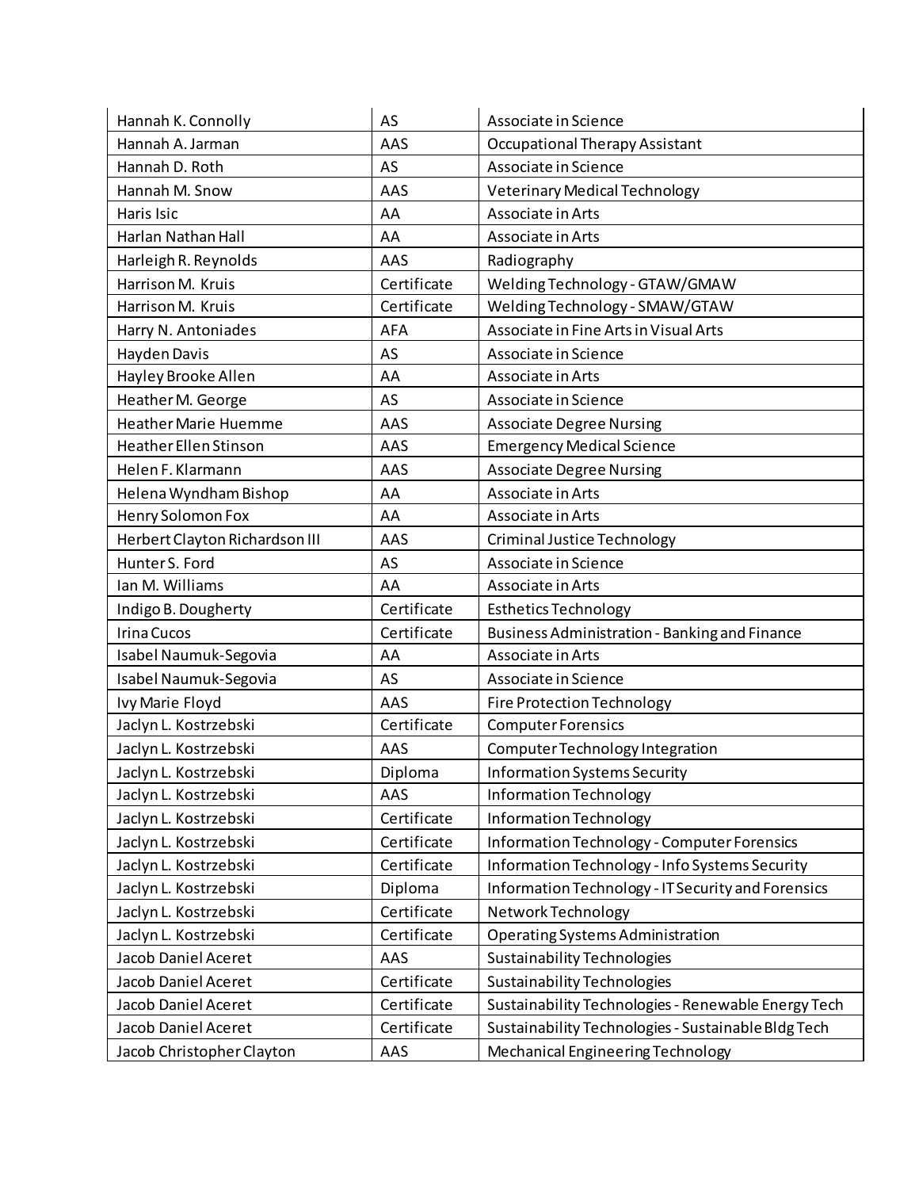| | | |
|---|---|---|
| Hannah K. Connolly | AS | Associate in Science |
| Hannah A. Jarman | AAS | Occupational Therapy Assistant |
| Hannah D. Roth | AS | Associate in Science |
| Hannah M. Snow | AAS | Veterinary Medical Technology |
| Haris Isic | AA | Associate in Arts |
| Harlan Nathan Hall | AA | Associate in Arts |
| Harleigh R. Reynolds | AAS | Radiography |
| Harrison M. Kruis | Certificate | Welding Technology - GTAW/GMAW |
| Harrison M. Kruis | Certificate | Welding Technology - SMAW/GTAW |
| Harry N. Antoniades | AFA | Associate in Fine Arts in Visual Arts |
| Hayden Davis | AS | Associate in Science |
| Hayley Brooke Allen | AA | Associate in Arts |
| Heather M. George | AS | Associate in Science |
| Heather Marie Huemme | AAS | Associate Degree Nursing |
| Heather Ellen Stinson | AAS | Emergency Medical Science |
| Helen F. Klarmann | AAS | Associate Degree Nursing |
| Helena Wyndham Bishop | AA | Associate in Arts |
| Henry Solomon Fox | AA | Associate in Arts |
| Herbert Clayton Richardson III | AAS | Criminal Justice Technology |
| Hunter S. Ford | AS | Associate in Science |
| Ian M. Williams | AA | Associate in Arts |
| Indigo B. Dougherty | Certificate | Esthetics Technology |
| Irina Cucos | Certificate | Business Administration - Banking and Finance |
| Isabel Naumuk-Segovia | AA | Associate in Arts |
| Isabel Naumuk-Segovia | AS | Associate in Science |
| Ivy Marie Floyd | AAS | Fire Protection Technology |
| Jaclyn L. Kostrzebski | Certificate | Computer Forensics |
| Jaclyn L. Kostrzebski | AAS | Computer Technology Integration |
| Jaclyn L. Kostrzebski | Diploma | Information Systems Security |
| Jaclyn L. Kostrzebski | AAS | Information Technology |
| Jaclyn L. Kostrzebski | Certificate | Information Technology |
| Jaclyn L. Kostrzebski | Certificate | Information Technology - Computer Forensics |
| Jaclyn L. Kostrzebski | Certificate | Information Technology - Info Systems Security |
| Jaclyn L. Kostrzebski | Diploma | Information Technology - IT Security and Forensics |
| Jaclyn L. Kostrzebski | Certificate | Network Technology |
| Jaclyn L. Kostrzebski | Certificate | Operating Systems Administration |
| Jacob Daniel Aceret | AAS | Sustainability Technologies |
| Jacob Daniel Aceret | Certificate | Sustainability Technologies |
| Jacob Daniel Aceret | Certificate | Sustainability Technologies - Renewable Energy Tech |
| Jacob Daniel Aceret | Certificate | Sustainability Technologies - Sustainable Bldg Tech |
| Jacob Christopher Clayton | AAS | Mechanical Engineering Technology |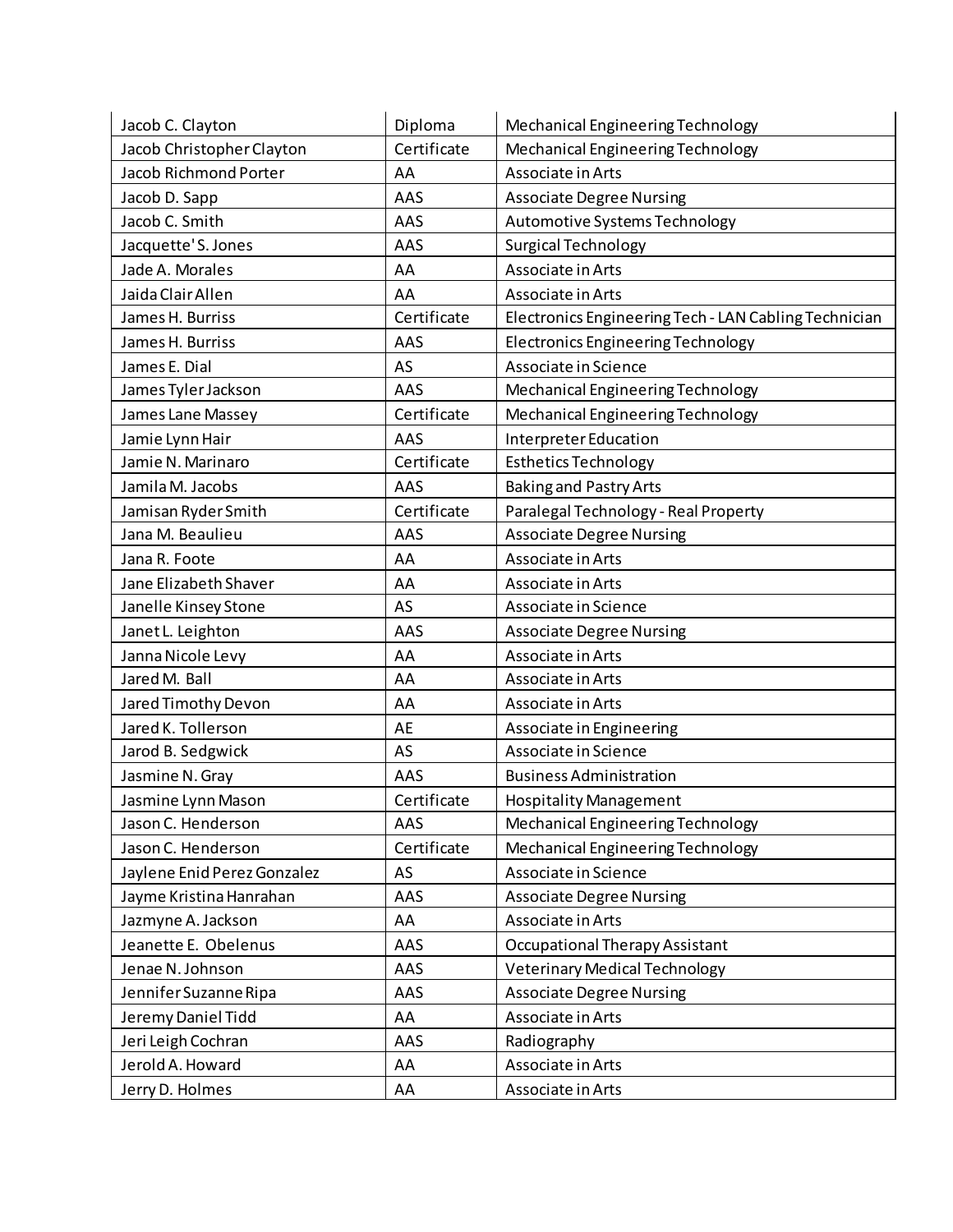| | | |
|---|---|---|
| Jacob C. Clayton | Diploma | Mechanical Engineering Technology |
| Jacob Christopher Clayton | Certificate | Mechanical Engineering Technology |
| Jacob Richmond Porter | AA | Associate in Arts |
| Jacob D. Sapp | AAS | Associate Degree Nursing |
| Jacob C. Smith | AAS | Automotive Systems Technology |
| Jacquette' S. Jones | AAS | Surgical Technology |
| Jade A. Morales | AA | Associate in Arts |
| Jaida Clair Allen | AA | Associate in Arts |
| James H. Burriss | Certificate | Electronics Engineering Tech - LAN Cabling Technician |
| James H. Burriss | AAS | Electronics Engineering Technology |
| James E. Dial | AS | Associate in Science |
| James Tyler Jackson | AAS | Mechanical Engineering Technology |
| James Lane Massey | Certificate | Mechanical Engineering Technology |
| Jamie Lynn Hair | AAS | Interpreter Education |
| Jamie N. Marinaro | Certificate | Esthetics Technology |
| Jamila M. Jacobs | AAS | Baking and Pastry Arts |
| Jamisan Ryder Smith | Certificate | Paralegal Technology - Real Property |
| Jana M. Beaulieu | AAS | Associate Degree Nursing |
| Jana R. Foote | AA | Associate in Arts |
| Jane Elizabeth Shaver | AA | Associate in Arts |
| Janelle Kinsey Stone | AS | Associate in Science |
| Janet L. Leighton | AAS | Associate Degree Nursing |
| Janna Nicole Levy | AA | Associate in Arts |
| Jared M. Ball | AA | Associate in Arts |
| Jared Timothy Devon | AA | Associate in Arts |
| Jared K. Tollerson | AE | Associate in Engineering |
| Jarod B. Sedgwick | AS | Associate in Science |
| Jasmine N. Gray | AAS | Business Administration |
| Jasmine Lynn Mason | Certificate | Hospitality Management |
| Jason C. Henderson | AAS | Mechanical Engineering Technology |
| Jason C. Henderson | Certificate | Mechanical Engineering Technology |
| Jaylene Enid Perez Gonzalez | AS | Associate in Science |
| Jayme Kristina Hanrahan | AAS | Associate Degree Nursing |
| Jazmyne A. Jackson | AA | Associate in Arts |
| Jeanette E. Obelenus | AAS | Occupational Therapy Assistant |
| Jenae N. Johnson | AAS | Veterinary Medical Technology |
| Jennifer Suzanne Ripa | AAS | Associate Degree Nursing |
| Jeremy Daniel Tidd | AA | Associate in Arts |
| Jeri Leigh Cochran | AAS | Radiography |
| Jerold A. Howard | AA | Associate in Arts |
| Jerry D. Holmes | AA | Associate in Arts |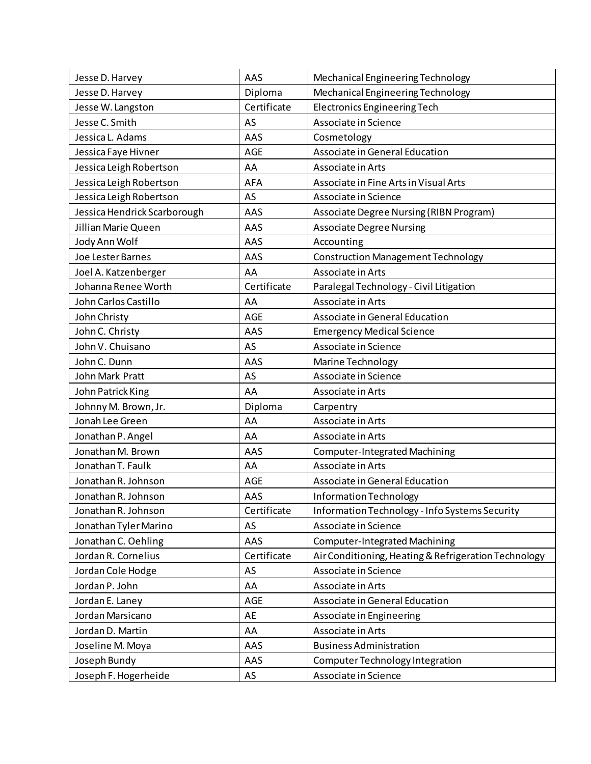| | | |
|---|---|---|
| Jesse D. Harvey | AAS | Mechanical Engineering Technology |
| Jesse D. Harvey | Diploma | Mechanical Engineering Technology |
| Jesse W. Langston | Certificate | Electronics Engineering Tech |
| Jesse C. Smith | AS | Associate in Science |
| Jessica L. Adams | AAS | Cosmetology |
| Jessica Faye Hivner | AGE | Associate in General Education |
| Jessica Leigh Robertson | AA | Associate in Arts |
| Jessica Leigh Robertson | AFA | Associate in Fine Arts in Visual Arts |
| Jessica Leigh Robertson | AS | Associate in Science |
| Jessica Hendrick Scarborough | AAS | Associate Degree Nursing (RIBN Program) |
| Jillian Marie Queen | AAS | Associate Degree Nursing |
| Jody Ann Wolf | AAS | Accounting |
| Joe Lester Barnes | AAS | Construction Management Technology |
| Joel A. Katzenberger | AA | Associate in Arts |
| Johanna Renee Worth | Certificate | Paralegal Technology - Civil Litigation |
| John Carlos Castillo | AA | Associate in Arts |
| John Christy | AGE | Associate in General Education |
| John C. Christy | AAS | Emergency Medical Science |
| John V. Chuisano | AS | Associate in Science |
| John C. Dunn | AAS | Marine Technology |
| John Mark Pratt | AS | Associate in Science |
| John Patrick King | AA | Associate in Arts |
| Johnny M. Brown, Jr. | Diploma | Carpentry |
| Jonah Lee Green | AA | Associate in Arts |
| Jonathan P. Angel | AA | Associate in Arts |
| Jonathan M. Brown | AAS | Computer-Integrated Machining |
| Jonathan T. Faulk | AA | Associate in Arts |
| Jonathan R. Johnson | AGE | Associate in General Education |
| Jonathan R. Johnson | AAS | Information Technology |
| Jonathan R. Johnson | Certificate | Information Technology - Info Systems Security |
| Jonathan Tyler Marino | AS | Associate in Science |
| Jonathan C. Oehling | AAS | Computer-Integrated Machining |
| Jordan R. Cornelius | Certificate | Air Conditioning, Heating & Refrigeration Technology |
| Jordan Cole Hodge | AS | Associate in Science |
| Jordan P. John | AA | Associate in Arts |
| Jordan E. Laney | AGE | Associate in General Education |
| Jordan Marsicano | AE | Associate in Engineering |
| Jordan D. Martin | AA | Associate in Arts |
| Joseline M. Moya | AAS | Business Administration |
| Joseph Bundy | AAS | Computer Technology Integration |
| Joseph F. Hogerheide | AS | Associate in Science |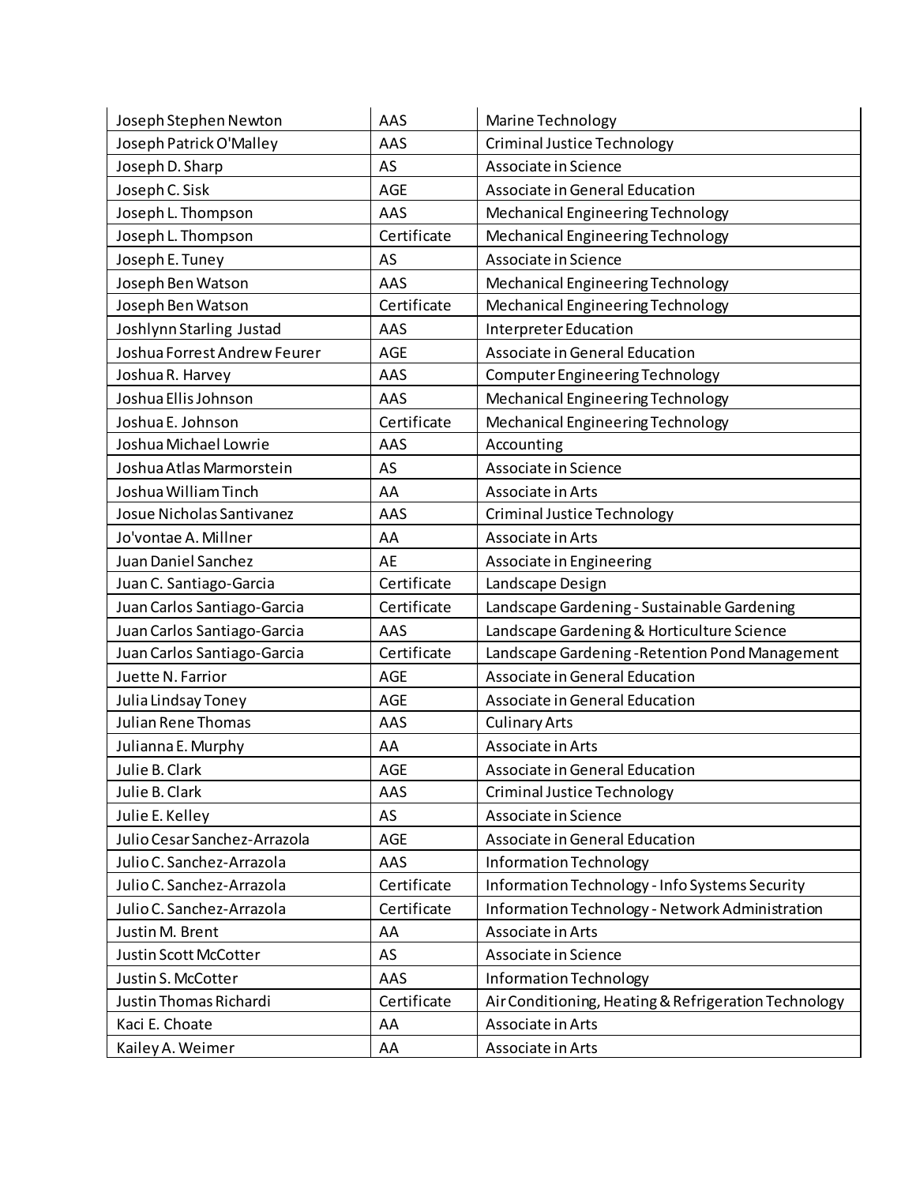| | | |
|---|---|---|
| Joseph Stephen Newton | AAS | Marine Technology |
| Joseph Patrick O'Malley | AAS | Criminal Justice Technology |
| Joseph D. Sharp | AS | Associate in Science |
| Joseph C. Sisk | AGE | Associate in General Education |
| Joseph L. Thompson | AAS | Mechanical Engineering Technology |
| Joseph L. Thompson | Certificate | Mechanical Engineering Technology |
| Joseph E. Tuney | AS | Associate in Science |
| Joseph Ben Watson | AAS | Mechanical Engineering Technology |
| Joseph Ben Watson | Certificate | Mechanical Engineering Technology |
| Joshlynn Starling Justad | AAS | Interpreter Education |
| Joshua Forrest Andrew Feurer | AGE | Associate in General Education |
| Joshua R. Harvey | AAS | Computer Engineering Technology |
| Joshua Ellis Johnson | AAS | Mechanical Engineering Technology |
| Joshua E. Johnson | Certificate | Mechanical Engineering Technology |
| Joshua Michael Lowrie | AAS | Accounting |
| Joshua Atlas Marmorstein | AS | Associate in Science |
| Joshua William Tinch | AA | Associate in Arts |
| Josue Nicholas Santivanez | AAS | Criminal Justice Technology |
| Jo'vontae A. Millner | AA | Associate in Arts |
| Juan Daniel Sanchez | AE | Associate in Engineering |
| Juan C. Santiago-Garcia | Certificate | Landscape Design |
| Juan Carlos Santiago-Garcia | Certificate | Landscape Gardening - Sustainable Gardening |
| Juan Carlos Santiago-Garcia | AAS | Landscape Gardening & Horticulture Science |
| Juan Carlos Santiago-Garcia | Certificate | Landscape Gardening -Retention Pond Management |
| Juette N. Farrior | AGE | Associate in General Education |
| Julia Lindsay Toney | AGE | Associate in General Education |
| Julian Rene Thomas | AAS | Culinary Arts |
| Julianna E. Murphy | AA | Associate in Arts |
| Julie B. Clark | AGE | Associate in General Education |
| Julie B. Clark | AAS | Criminal Justice Technology |
| Julie E. Kelley | AS | Associate in Science |
| Julio Cesar Sanchez-Arrazola | AGE | Associate in General Education |
| Julio C. Sanchez-Arrazola | AAS | Information Technology |
| Julio C. Sanchez-Arrazola | Certificate | Information Technology - Info Systems Security |
| Julio C. Sanchez-Arrazola | Certificate | Information Technology - Network Administration |
| Justin M. Brent | AA | Associate in Arts |
| Justin Scott McCotter | AS | Associate in Science |
| Justin S. McCotter | AAS | Information Technology |
| Justin Thomas Richardi | Certificate | Air Conditioning, Heating & Refrigeration Technology |
| Kaci E. Choate | AA | Associate in Arts |
| Kailey A. Weimer | AA | Associate in Arts |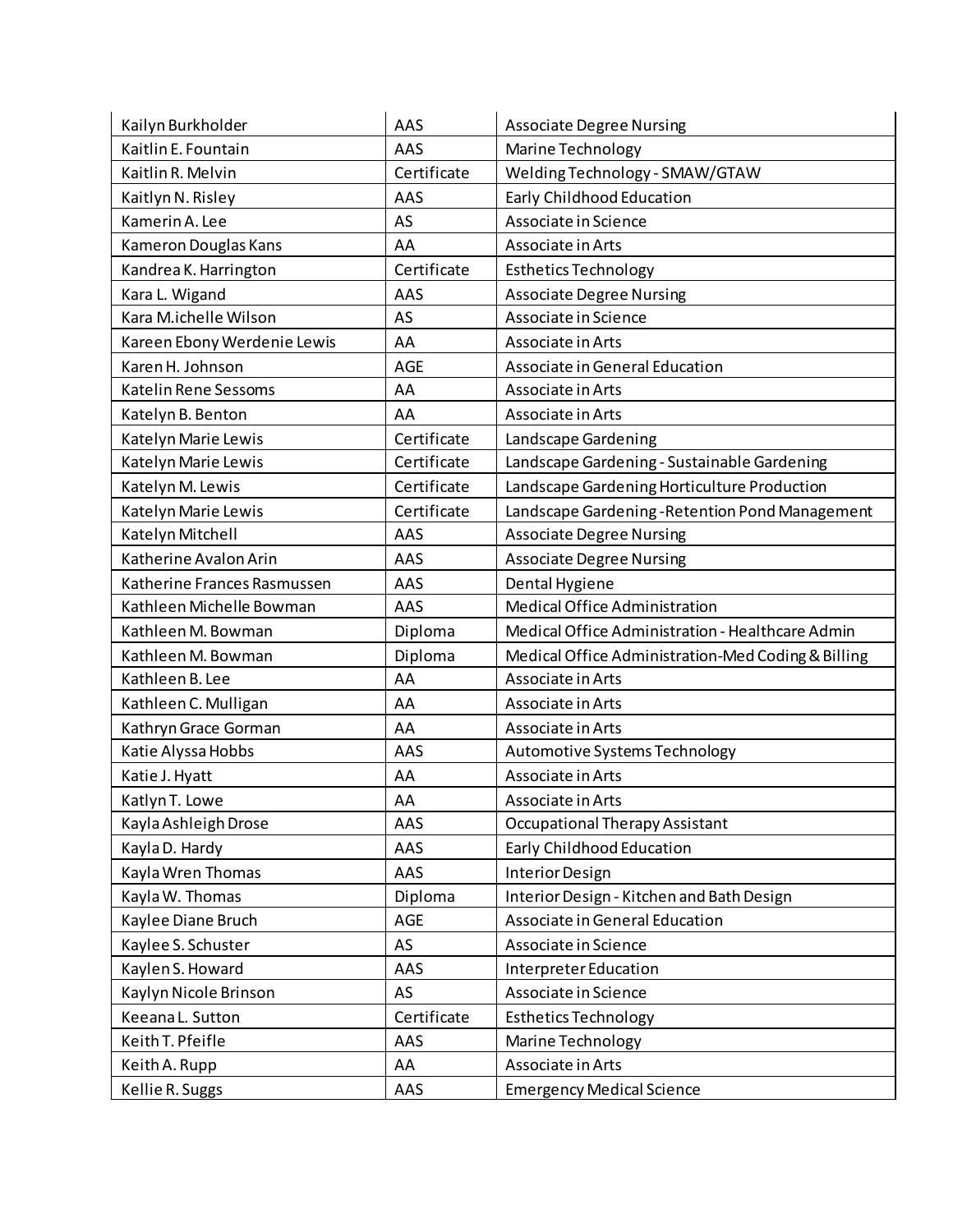| | | |
|---|---|---|
| Kailyn Burkholder | AAS | Associate Degree Nursing |
| Kaitlin E. Fountain | AAS | Marine Technology |
| Kaitlin R. Melvin | Certificate | Welding Technology - SMAW/GTAW |
| Kaitlyn N. Risley | AAS | Early Childhood Education |
| Kamerin A. Lee | AS | Associate in Science |
| Kameron Douglas Kans | AA | Associate in Arts |
| Kandrea K. Harrington | Certificate | Esthetics Technology |
| Kara L. Wigand | AAS | Associate Degree Nursing |
| Kara M.ichelle Wilson | AS | Associate in Science |
| Kareen Ebony Werdenie Lewis | AA | Associate in Arts |
| Karen H. Johnson | AGE | Associate in General Education |
| Katelin Rene Sessoms | AA | Associate in Arts |
| Katelyn B. Benton | AA | Associate in Arts |
| Katelyn Marie Lewis | Certificate | Landscape Gardening |
| Katelyn Marie Lewis | Certificate | Landscape Gardening - Sustainable Gardening |
| Katelyn M. Lewis | Certificate | Landscape Gardening Horticulture Production |
| Katelyn Marie Lewis | Certificate | Landscape Gardening -Retention Pond Management |
| Katelyn Mitchell | AAS | Associate Degree Nursing |
| Katherine Avalon Arin | AAS | Associate Degree Nursing |
| Katherine Frances Rasmussen | AAS | Dental Hygiene |
| Kathleen Michelle Bowman | AAS | Medical Office Administration |
| Kathleen M. Bowman | Diploma | Medical Office Administration - Healthcare Admin |
| Kathleen M. Bowman | Diploma | Medical Office Administration-Med Coding & Billing |
| Kathleen B. Lee | AA | Associate in Arts |
| Kathleen C. Mulligan | AA | Associate in Arts |
| Kathryn Grace Gorman | AA | Associate in Arts |
| Katie Alyssa Hobbs | AAS | Automotive Systems Technology |
| Katie J. Hyatt | AA | Associate in Arts |
| Katlyn T. Lowe | AA | Associate in Arts |
| Kayla Ashleigh Drose | AAS | Occupational Therapy Assistant |
| Kayla D. Hardy | AAS | Early Childhood Education |
| Kayla Wren Thomas | AAS | Interior Design |
| Kayla W. Thomas | Diploma | Interior Design - Kitchen and Bath Design |
| Kaylee Diane Bruch | AGE | Associate in General Education |
| Kaylee S. Schuster | AS | Associate in Science |
| Kaylen S. Howard | AAS | Interpreter Education |
| Kaylyn Nicole Brinson | AS | Associate in Science |
| Keeana L. Sutton | Certificate | Esthetics Technology |
| Keith T. Pfeifle | AAS | Marine Technology |
| Keith A. Rupp | AA | Associate in Arts |
| Kellie R. Suggs | AAS | Emergency Medical Science |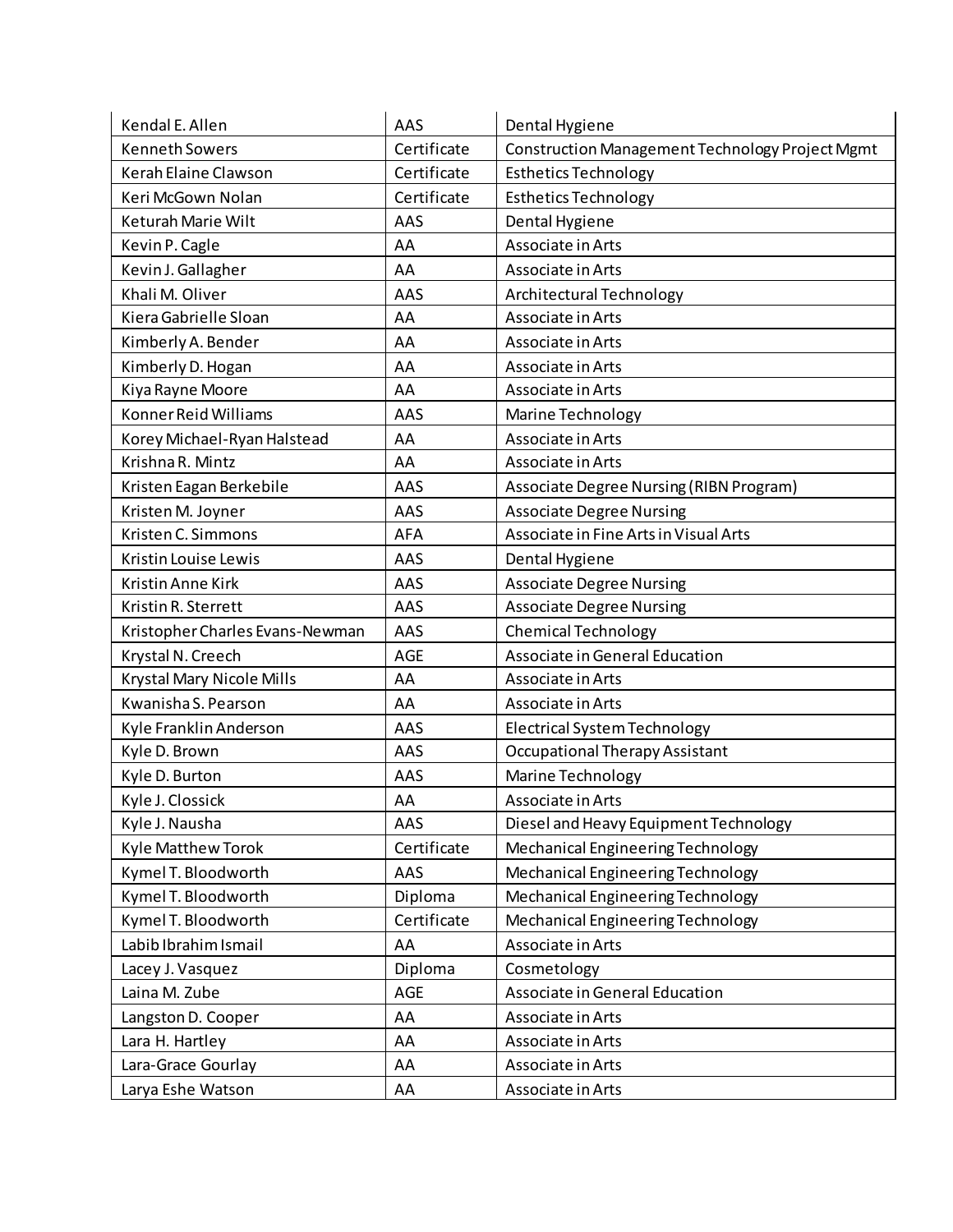| | | |
|---|---|---|
| Kendal E. Allen | AAS | Dental Hygiene |
| Kenneth Sowers | Certificate | Construction Management Technology Project Mgmt |
| Kerah Elaine Clawson | Certificate | Esthetics Technology |
| Keri McGown Nolan | Certificate | Esthetics Technology |
| Keturah Marie Wilt | AAS | Dental Hygiene |
| Kevin P. Cagle | AA | Associate in Arts |
| Kevin J. Gallagher | AA | Associate in Arts |
| Khali M. Oliver | AAS | Architectural Technology |
| Kiera Gabrielle Sloan | AA | Associate in Arts |
| Kimberly A. Bender | AA | Associate in Arts |
| Kimberly D. Hogan | AA | Associate in Arts |
| Kiya Rayne Moore | AA | Associate in Arts |
| Konner Reid Williams | AAS | Marine Technology |
| Korey Michael-Ryan Halstead | AA | Associate in Arts |
| Krishna R. Mintz | AA | Associate in Arts |
| Kristen Eagan Berkebile | AAS | Associate Degree Nursing (RIBN Program) |
| Kristen M. Joyner | AAS | Associate Degree Nursing |
| Kristen C. Simmons | AFA | Associate in Fine Arts in Visual Arts |
| Kristin Louise Lewis | AAS | Dental Hygiene |
| Kristin Anne Kirk | AAS | Associate Degree Nursing |
| Kristin R. Sterrett | AAS | Associate Degree Nursing |
| Kristopher Charles Evans-Newman | AAS | Chemical Technology |
| Krystal N. Creech | AGE | Associate in General Education |
| Krystal Mary Nicole Mills | AA | Associate in Arts |
| Kwanisha S. Pearson | AA | Associate in Arts |
| Kyle Franklin Anderson | AAS | Electrical System Technology |
| Kyle D. Brown | AAS | Occupational Therapy Assistant |
| Kyle D. Burton | AAS | Marine Technology |
| Kyle J. Clossick | AA | Associate in Arts |
| Kyle J. Nausha | AAS | Diesel and Heavy Equipment Technology |
| Kyle Matthew Torok | Certificate | Mechanical Engineering Technology |
| Kymel T. Bloodworth | AAS | Mechanical Engineering Technology |
| Kymel T. Bloodworth | Diploma | Mechanical Engineering Technology |
| Kymel T. Bloodworth | Certificate | Mechanical Engineering Technology |
| Labib Ibrahim Ismail | AA | Associate in Arts |
| Lacey J. Vasquez | Diploma | Cosmetology |
| Laina M. Zube | AGE | Associate in General Education |
| Langston D. Cooper | AA | Associate in Arts |
| Lara H. Hartley | AA | Associate in Arts |
| Lara-Grace Gourlay | AA | Associate in Arts |
| Larya Eshe Watson | AA | Associate in Arts |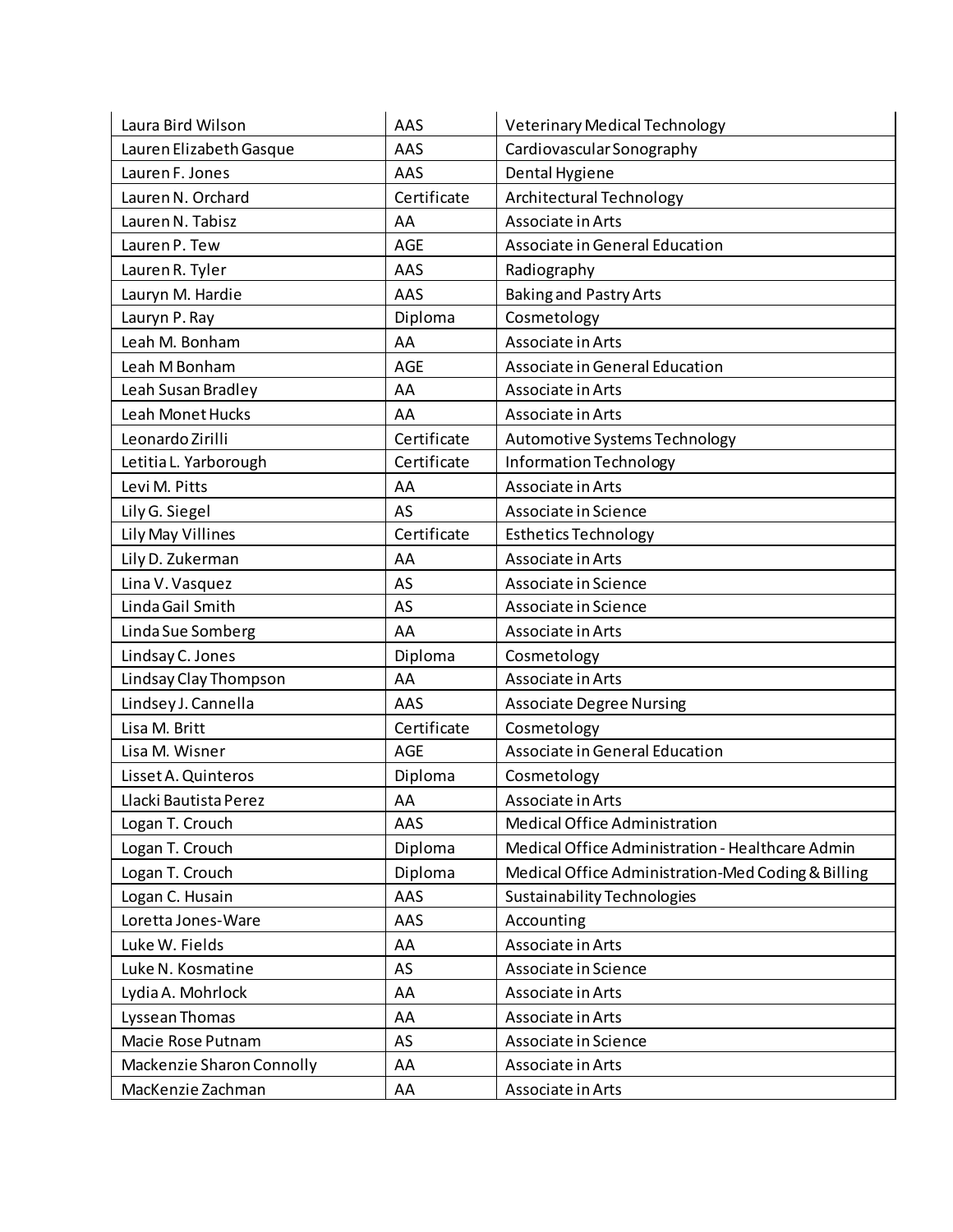| | | |
|---|---|---|
| Laura Bird Wilson | AAS | Veterinary Medical Technology |
| Lauren Elizabeth Gasque | AAS | Cardiovascular Sonography |
| Lauren F. Jones | AAS | Dental Hygiene |
| Lauren N. Orchard | Certificate | Architectural Technology |
| Lauren N. Tabisz | AA | Associate in Arts |
| Lauren P. Tew | AGE | Associate in General Education |
| Lauren R. Tyler | AAS | Radiography |
| Lauryn M. Hardie | AAS | Baking and Pastry Arts |
| Lauryn P. Ray | Diploma | Cosmetology |
| Leah M. Bonham | AA | Associate in Arts |
| Leah M Bonham | AGE | Associate in General Education |
| Leah Susan Bradley | AA | Associate in Arts |
| Leah Monet Hucks | AA | Associate in Arts |
| Leonardo Zirilli | Certificate | Automotive Systems Technology |
| Letitia L. Yarborough | Certificate | Information Technology |
| Levi M. Pitts | AA | Associate in Arts |
| Lily G. Siegel | AS | Associate in Science |
| Lily May Villines | Certificate | Esthetics Technology |
| Lily D. Zukerman | AA | Associate in Arts |
| Lina V. Vasquez | AS | Associate in Science |
| Linda Gail Smith | AS | Associate in Science |
| Linda Sue Somberg | AA | Associate in Arts |
| Lindsay C. Jones | Diploma | Cosmetology |
| Lindsay Clay Thompson | AA | Associate in Arts |
| Lindsey J. Cannella | AAS | Associate Degree Nursing |
| Lisa M. Britt | Certificate | Cosmetology |
| Lisa M. Wisner | AGE | Associate in General Education |
| Lisset A. Quinteros | Diploma | Cosmetology |
| Llacki Bautista Perez | AA | Associate in Arts |
| Logan T. Crouch | AAS | Medical Office Administration |
| Logan T. Crouch | Diploma | Medical Office Administration - Healthcare Admin |
| Logan T. Crouch | Diploma | Medical Office Administration-Med Coding & Billing |
| Logan C. Husain | AAS | Sustainability Technologies |
| Loretta Jones-Ware | AAS | Accounting |
| Luke W. Fields | AA | Associate in Arts |
| Luke N. Kosmatine | AS | Associate in Science |
| Lydia A. Mohrlock | AA | Associate in Arts |
| Lyssean Thomas | AA | Associate in Arts |
| Macie Rose Putnam | AS | Associate in Science |
| Mackenzie Sharon Connolly | AA | Associate in Arts |
| MacKenzie Zachman | AA | Associate in Arts |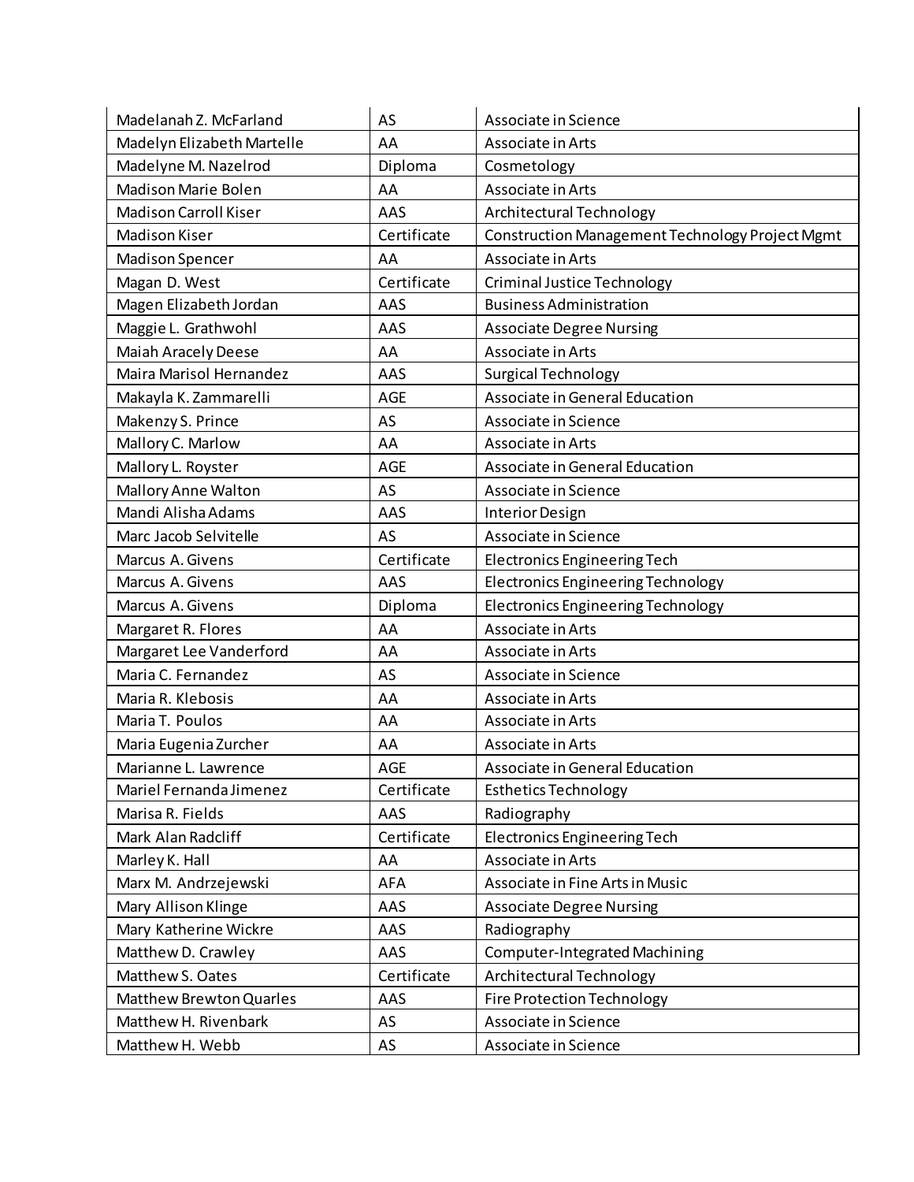| | | |
|---|---|---|
| Madelanah Z. McFarland | AS | Associate in Science |
| Madelyn Elizabeth Martelle | AA | Associate in Arts |
| Madelyne M. Nazelrod | Diploma | Cosmetology |
| Madison Marie Bolen | AA | Associate in Arts |
| Madison Carroll Kiser | AAS | Architectural Technology |
| Madison Kiser | Certificate | Construction Management Technology Project Mgmt |
| Madison Spencer | AA | Associate in Arts |
| Magan D. West | Certificate | Criminal Justice Technology |
| Magen Elizabeth Jordan | AAS | Business Administration |
| Maggie L. Grathwohl | AAS | Associate Degree Nursing |
| Maiah Aracely Deese | AA | Associate in Arts |
| Maira Marisol Hernandez | AAS | Surgical Technology |
| Makayla K. Zammarelli | AGE | Associate in General Education |
| Makenzy S. Prince | AS | Associate in Science |
| Mallory C. Marlow | AA | Associate in Arts |
| Mallory L. Royster | AGE | Associate in General Education |
| Mallory Anne Walton | AS | Associate in Science |
| Mandi Alisha Adams | AAS | Interior Design |
| Marc Jacob Selvitelle | AS | Associate in Science |
| Marcus A. Givens | Certificate | Electronics Engineering Tech |
| Marcus A. Givens | AAS | Electronics Engineering Technology |
| Marcus A. Givens | Diploma | Electronics Engineering Technology |
| Margaret R. Flores | AA | Associate in Arts |
| Margaret Lee Vanderford | AA | Associate in Arts |
| Maria C. Fernandez | AS | Associate in Science |
| Maria R. Klebosis | AA | Associate in Arts |
| Maria T. Poulos | AA | Associate in Arts |
| Maria Eugenia Zurcher | AA | Associate in Arts |
| Marianne L. Lawrence | AGE | Associate in General Education |
| Mariel Fernanda Jimenez | Certificate | Esthetics Technology |
| Marisa R. Fields | AAS | Radiography |
| Mark Alan Radcliff | Certificate | Electronics Engineering Tech |
| Marley K. Hall | AA | Associate in Arts |
| Marx M. Andrzejewski | AFA | Associate in Fine Arts in Music |
| Mary Allison Klinge | AAS | Associate Degree Nursing |
| Mary Katherine Wickre | AAS | Radiography |
| Matthew D. Crawley | AAS | Computer-Integrated Machining |
| Matthew S. Oates | Certificate | Architectural Technology |
| Matthew Brewton Quarles | AAS | Fire Protection Technology |
| Matthew H. Rivenbark | AS | Associate in Science |
| Matthew H. Webb | AS | Associate in Science |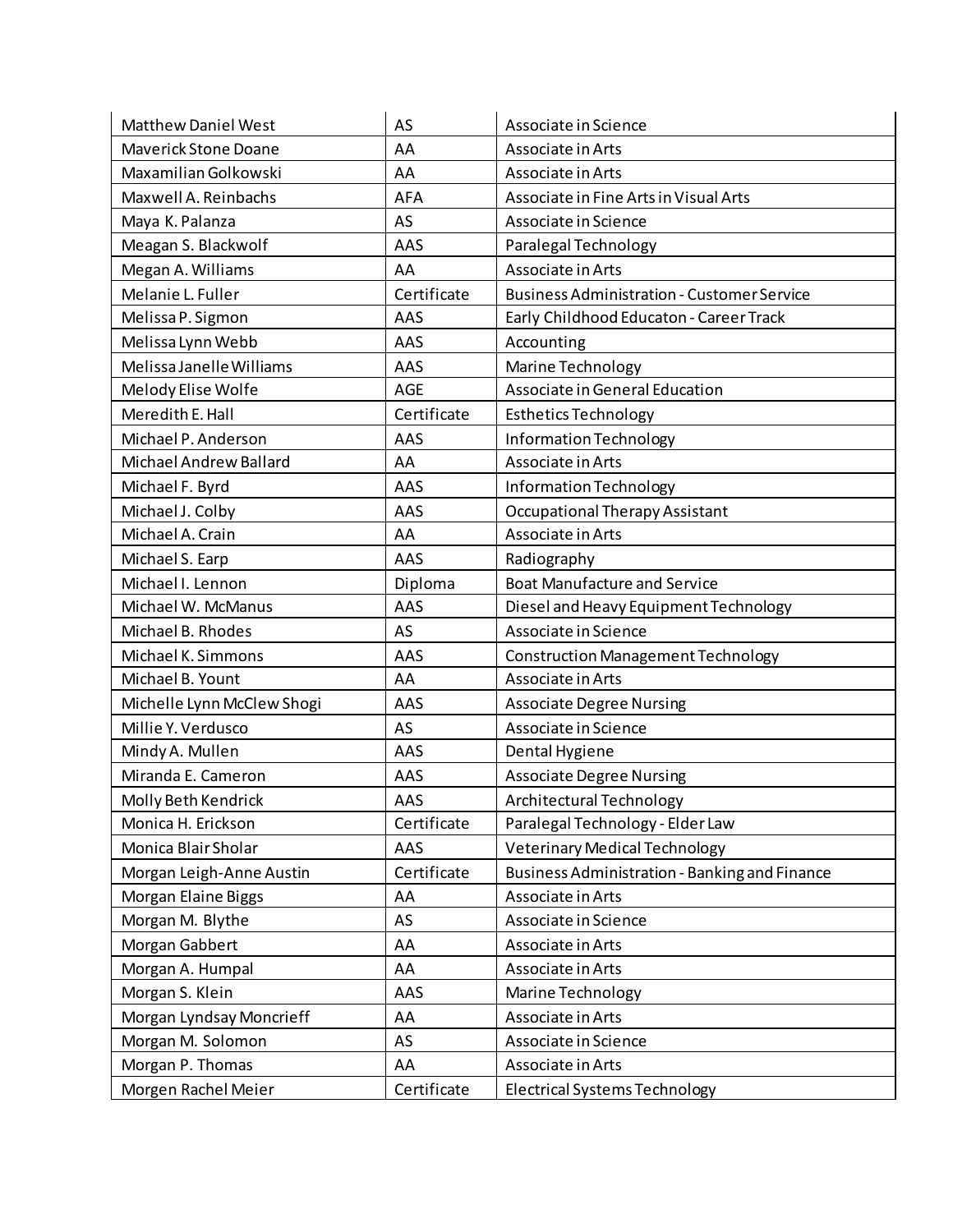| | | |
|---|---|---|
| Matthew Daniel West | AS | Associate in Science |
| Maverick Stone Doane | AA | Associate in Arts |
| Maxamilian Golkowski | AA | Associate in Arts |
| Maxwell A. Reinbachs | AFA | Associate in Fine Arts in Visual Arts |
| Maya K. Palanza | AS | Associate in Science |
| Meagan S. Blackwolf | AAS | Paralegal Technology |
| Megan A. Williams | AA | Associate in Arts |
| Melanie L. Fuller | Certificate | Business Administration - Customer Service |
| Melissa P. Sigmon | AAS | Early Childhood Educaton - Career Track |
| Melissa Lynn Webb | AAS | Accounting |
| Melissa Janelle Williams | AAS | Marine Technology |
| Melody Elise Wolfe | AGE | Associate in General Education |
| Meredith E. Hall | Certificate | Esthetics Technology |
| Michael P. Anderson | AAS | Information Technology |
| Michael Andrew Ballard | AA | Associate in Arts |
| Michael F. Byrd | AAS | Information Technology |
| Michael J. Colby | AAS | Occupational Therapy Assistant |
| Michael A. Crain | AA | Associate in Arts |
| Michael S. Earp | AAS | Radiography |
| Michael I. Lennon | Diploma | Boat Manufacture and Service |
| Michael W. McManus | AAS | Diesel and Heavy Equipment Technology |
| Michael B. Rhodes | AS | Associate in Science |
| Michael K. Simmons | AAS | Construction Management Technology |
| Michael B. Yount | AA | Associate in Arts |
| Michelle Lynn McClew Shogi | AAS | Associate Degree Nursing |
| Millie Y. Verdusco | AS | Associate in Science |
| Mindy A. Mullen | AAS | Dental Hygiene |
| Miranda E. Cameron | AAS | Associate Degree Nursing |
| Molly Beth Kendrick | AAS | Architectural Technology |
| Monica H. Erickson | Certificate | Paralegal Technology - Elder Law |
| Monica Blair Sholar | AAS | Veterinary Medical Technology |
| Morgan Leigh-Anne Austin | Certificate | Business Administration - Banking and Finance |
| Morgan Elaine Biggs | AA | Associate in Arts |
| Morgan M. Blythe | AS | Associate in Science |
| Morgan Gabbert | AA | Associate in Arts |
| Morgan A. Humpal | AA | Associate in Arts |
| Morgan S. Klein | AAS | Marine Technology |
| Morgan Lyndsay Moncrieff | AA | Associate in Arts |
| Morgan M. Solomon | AS | Associate in Science |
| Morgan P. Thomas | AA | Associate in Arts |
| Morgen Rachel Meier | Certificate | Electrical Systems Technology |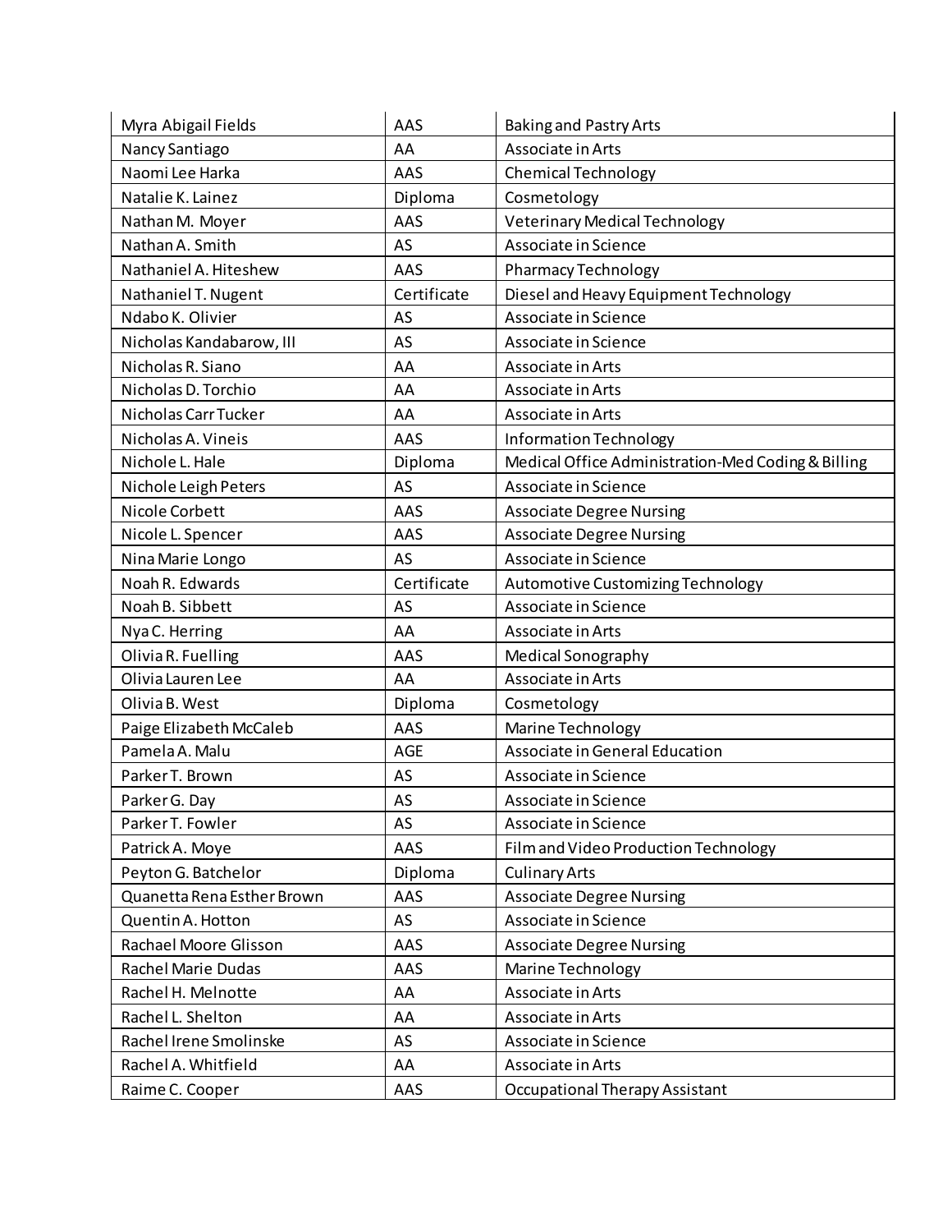| | | |
|---|---|---|
| Myra Abigail Fields | AAS | Baking and Pastry Arts |
| Nancy Santiago | AA | Associate in Arts |
| Naomi Lee Harka | AAS | Chemical Technology |
| Natalie K. Lainez | Diploma | Cosmetology |
| Nathan M. Moyer | AAS | Veterinary Medical Technology |
| Nathan A. Smith | AS | Associate in Science |
| Nathaniel A. Hiteshew | AAS | Pharmacy Technology |
| Nathaniel T. Nugent | Certificate | Diesel and Heavy Equipment Technology |
| Ndabo K. Olivier | AS | Associate in Science |
| Nicholas Kandabarow, III | AS | Associate in Science |
| Nicholas R. Siano | AA | Associate in Arts |
| Nicholas D. Torchio | AA | Associate in Arts |
| Nicholas Carr Tucker | AA | Associate in Arts |
| Nicholas A. Vineis | AAS | Information Technology |
| Nichole L. Hale | Diploma | Medical Office Administration-Med Coding & Billing |
| Nichole Leigh Peters | AS | Associate in Science |
| Nicole Corbett | AAS | Associate Degree Nursing |
| Nicole L. Spencer | AAS | Associate Degree Nursing |
| Nina Marie Longo | AS | Associate in Science |
| Noah R. Edwards | Certificate | Automotive Customizing Technology |
| Noah B. Sibbett | AS | Associate in Science |
| Nya C. Herring | AA | Associate in Arts |
| Olivia R. Fuelling | AAS | Medical Sonography |
| Olivia Lauren Lee | AA | Associate in Arts |
| Olivia B. West | Diploma | Cosmetology |
| Paige Elizabeth McCaleb | AAS | Marine Technology |
| Pamela A. Malu | AGE | Associate in General Education |
| Parker T. Brown | AS | Associate in Science |
| Parker G. Day | AS | Associate in Science |
| Parker T. Fowler | AS | Associate in Science |
| Patrick A. Moye | AAS | Film and Video Production Technology |
| Peyton G. Batchelor | Diploma | Culinary Arts |
| Quanetta Rena Esther Brown | AAS | Associate Degree Nursing |
| Quentin A. Hotton | AS | Associate in Science |
| Rachael Moore Glisson | AAS | Associate Degree Nursing |
| Rachel Marie Dudas | AAS | Marine Technology |
| Rachel H. Melnotte | AA | Associate in Arts |
| Rachel L. Shelton | AA | Associate in Arts |
| Rachel Irene Smolinske | AS | Associate in Science |
| Rachel A. Whitfield | AA | Associate in Arts |
| Raime C. Cooper | AAS | Occupational Therapy Assistant |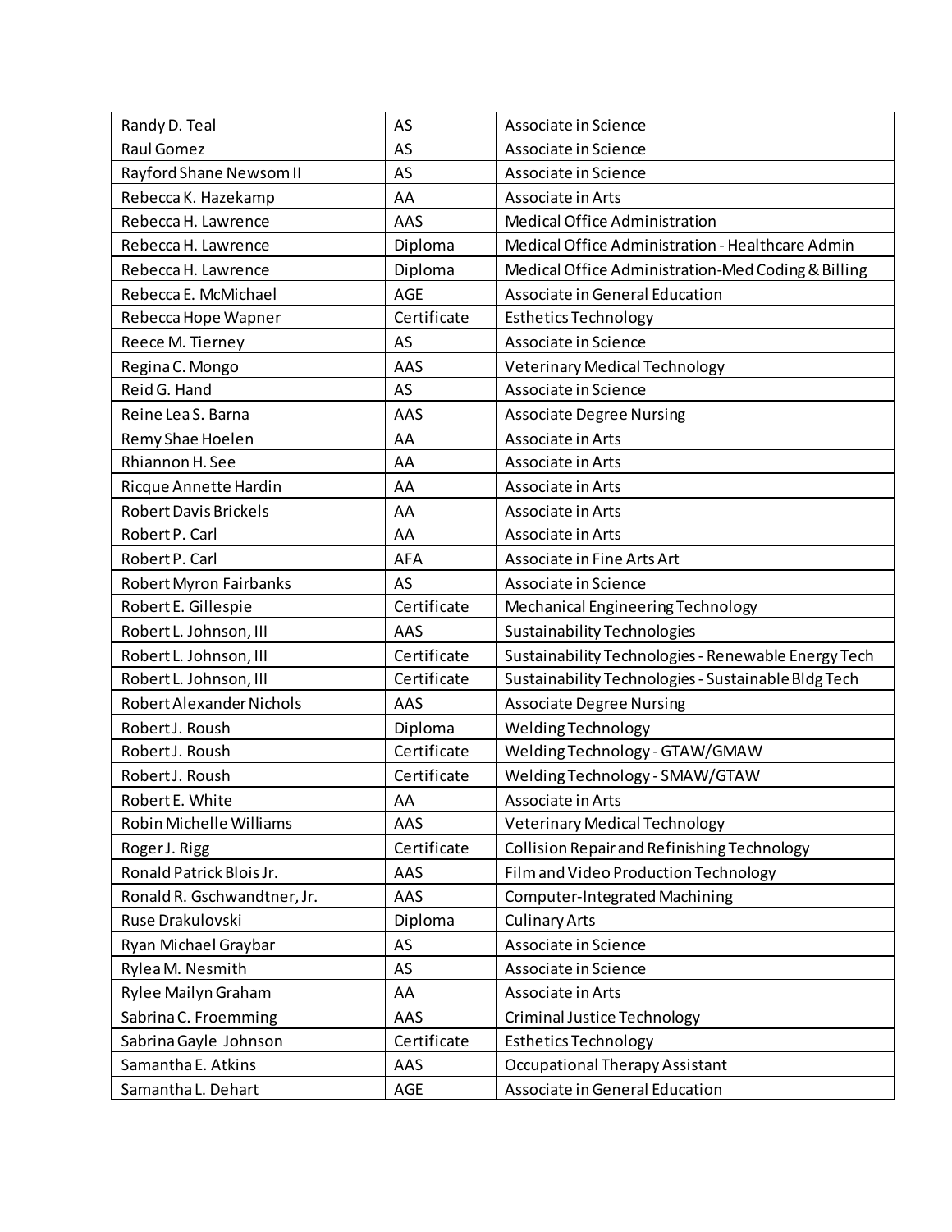| | | |
|---|---|---|
| Randy D. Teal | AS | Associate in Science |
| Raul Gomez | AS | Associate in Science |
| Rayford Shane Newsom II | AS | Associate in Science |
| Rebecca K. Hazekamp | AA | Associate in Arts |
| Rebecca H. Lawrence | AAS | Medical Office Administration |
| Rebecca H. Lawrence | Diploma | Medical Office Administration - Healthcare Admin |
| Rebecca H. Lawrence | Diploma | Medical Office Administration-Med Coding & Billing |
| Rebecca E. McMichael | AGE | Associate in General Education |
| Rebecca Hope Wapner | Certificate | Esthetics Technology |
| Reece M. Tierney | AS | Associate in Science |
| Regina C. Mongo | AAS | Veterinary Medical Technology |
| Reid G. Hand | AS | Associate in Science |
| Reine Lea S. Barna | AAS | Associate Degree Nursing |
| Remy Shae Hoelen | AA | Associate in Arts |
| Rhiannon H. See | AA | Associate in Arts |
| Ricque Annette Hardin | AA | Associate in Arts |
| Robert Davis Brickels | AA | Associate in Arts |
| Robert P. Carl | AA | Associate in Arts |
| Robert P. Carl | AFA | Associate in Fine Arts Art |
| Robert Myron Fairbanks | AS | Associate in Science |
| Robert E. Gillespie | Certificate | Mechanical Engineering Technology |
| Robert L. Johnson, III | AAS | Sustainability Technologies |
| Robert L. Johnson, III | Certificate | Sustainability Technologies - Renewable Energy Tech |
| Robert L. Johnson, III | Certificate | Sustainability Technologies - Sustainable Bldg Tech |
| Robert Alexander Nichols | AAS | Associate Degree Nursing |
| Robert J. Roush | Diploma | Welding Technology |
| Robert J. Roush | Certificate | Welding Technology - GTAW/GMAW |
| Robert J. Roush | Certificate | Welding Technology - SMAW/GTAW |
| Robert E. White | AA | Associate in Arts |
| Robin Michelle Williams | AAS | Veterinary Medical Technology |
| Roger J. Rigg | Certificate | Collision Repair and Refinishing Technology |
| Ronald Patrick Blois Jr. | AAS | Film and Video Production Technology |
| Ronald R. Gschwandtner, Jr. | AAS | Computer-Integrated Machining |
| Ruse Drakulovski | Diploma | Culinary Arts |
| Ryan Michael Graybar | AS | Associate in Science |
| Rylea M. Nesmith | AS | Associate in Science |
| Rylee Mailyn Graham | AA | Associate in Arts |
| Sabrina C. Froemming | AAS | Criminal Justice Technology |
| Sabrina Gayle Johnson | Certificate | Esthetics Technology |
| Samantha E. Atkins | AAS | Occupational Therapy Assistant |
| Samantha L. Dehart | AGE | Associate in General Education |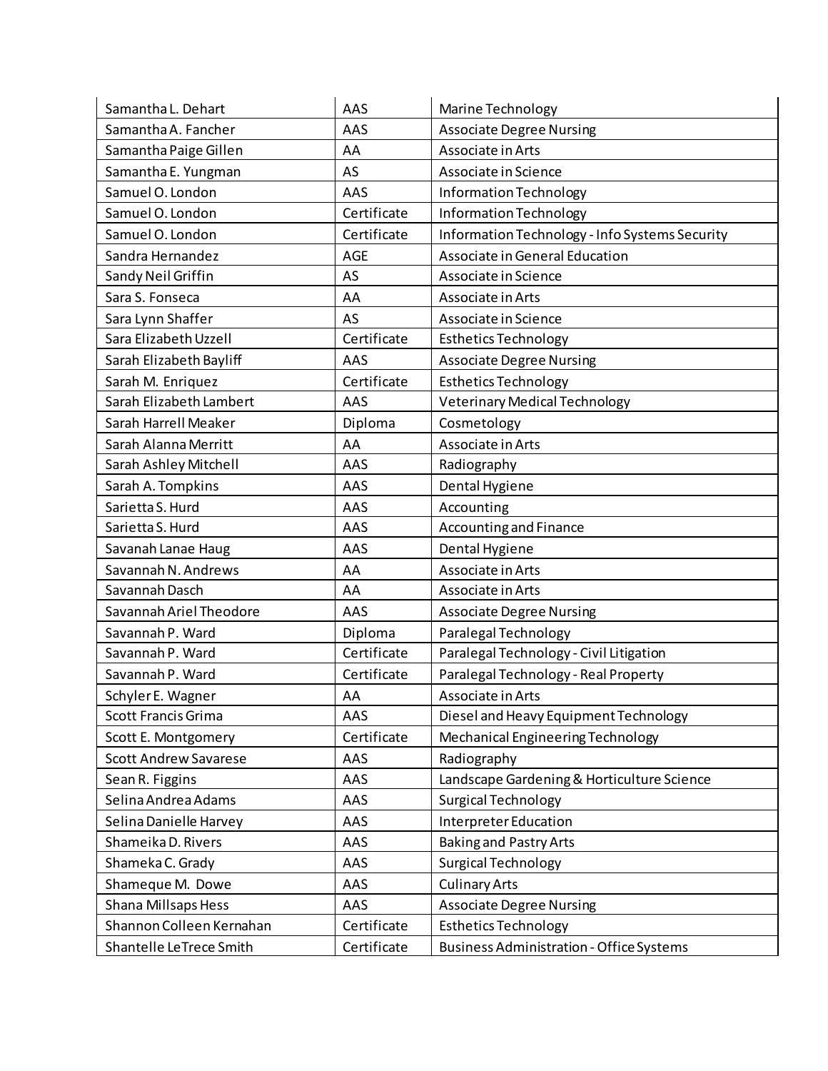| | | |
|---|---|---|
| Samantha L. Dehart | AAS | Marine Technology |
| Samantha A. Fancher | AAS | Associate Degree Nursing |
| Samantha Paige Gillen | AA | Associate in Arts |
| Samantha E. Yungman | AS | Associate in Science |
| Samuel O. London | AAS | Information Technology |
| Samuel O. London | Certificate | Information Technology |
| Samuel O. London | Certificate | Information Technology - Info Systems Security |
| Sandra Hernandez | AGE | Associate in General Education |
| Sandy Neil Griffin | AS | Associate in Science |
| Sara S. Fonseca | AA | Associate in Arts |
| Sara Lynn Shaffer | AS | Associate in Science |
| Sara Elizabeth Uzzell | Certificate | Esthetics Technology |
| Sarah Elizabeth Bayliff | AAS | Associate Degree Nursing |
| Sarah M. Enriquez | Certificate | Esthetics Technology |
| Sarah Elizabeth Lambert | AAS | Veterinary Medical Technology |
| Sarah Harrell Meaker | Diploma | Cosmetology |
| Sarah Alanna Merritt | AA | Associate in Arts |
| Sarah Ashley Mitchell | AAS | Radiography |
| Sarah A. Tompkins | AAS | Dental Hygiene |
| Sarietta S. Hurd | AAS | Accounting |
| Sarietta S. Hurd | AAS | Accounting and Finance |
| Savanah Lanae Haug | AAS | Dental Hygiene |
| Savannah N. Andrews | AA | Associate in Arts |
| Savannah Dasch | AA | Associate in Arts |
| Savannah Ariel Theodore | AAS | Associate Degree Nursing |
| Savannah P. Ward | Diploma | Paralegal Technology |
| Savannah P. Ward | Certificate | Paralegal Technology - Civil Litigation |
| Savannah P. Ward | Certificate | Paralegal Technology - Real Property |
| Schyler E. Wagner | AA | Associate in Arts |
| Scott Francis Grima | AAS | Diesel and Heavy Equipment Technology |
| Scott E. Montgomery | Certificate | Mechanical Engineering Technology |
| Scott Andrew Savarese | AAS | Radiography |
| Sean R. Figgins | AAS | Landscape Gardening & Horticulture Science |
| Selina Andrea Adams | AAS | Surgical Technology |
| Selina Danielle Harvey | AAS | Interpreter Education |
| Shameika D. Rivers | AAS | Baking and Pastry Arts |
| Shameka C. Grady | AAS | Surgical Technology |
| Shameque M. Dowe | AAS | Culinary Arts |
| Shana Millsaps Hess | AAS | Associate Degree Nursing |
| Shannon Colleen Kernahan | Certificate | Esthetics Technology |
| Shantelle LeTrece Smith | Certificate | Business Administration - Office Systems |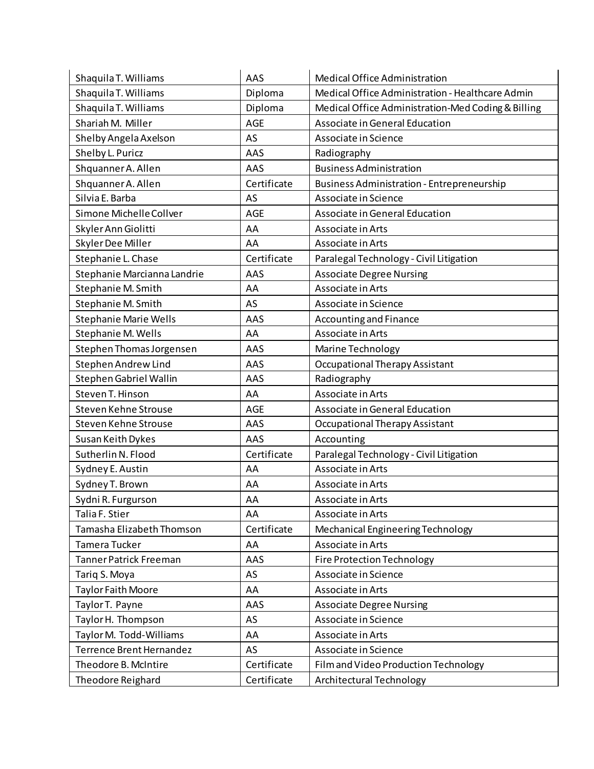| | | |
|---|---|---|
| Shaquila T. Williams | AAS | Medical Office Administration |
| Shaquila T. Williams | Diploma | Medical Office Administration - Healthcare Admin |
| Shaquila T. Williams | Diploma | Medical Office Administration-Med Coding & Billing |
| Shariah M. Miller | AGE | Associate in General Education |
| Shelby Angela Axelson | AS | Associate in Science |
| Shelby L. Puricz | AAS | Radiography |
| Shquanner A. Allen | AAS | Business Administration |
| Shquanner A. Allen | Certificate | Business Administration - Entrepreneurship |
| Silvia E. Barba | AS | Associate in Science |
| Simone Michelle Collver | AGE | Associate in General Education |
| Skyler Ann Giolitti | AA | Associate in Arts |
| Skyler Dee Miller | AA | Associate in Arts |
| Stephanie L. Chase | Certificate | Paralegal Technology - Civil Litigation |
| Stephanie Marcianna Landrie | AAS | Associate Degree Nursing |
| Stephanie M. Smith | AA | Associate in Arts |
| Stephanie M. Smith | AS | Associate in Science |
| Stephanie Marie Wells | AAS | Accounting and Finance |
| Stephanie M. Wells | AA | Associate in Arts |
| Stephen Thomas Jorgensen | AAS | Marine Technology |
| Stephen Andrew Lind | AAS | Occupational Therapy Assistant |
| Stephen Gabriel Wallin | AAS | Radiography |
| Steven T. Hinson | AA | Associate in Arts |
| Steven Kehne Strouse | AGE | Associate in General Education |
| Steven Kehne Strouse | AAS | Occupational Therapy Assistant |
| Susan Keith Dykes | AAS | Accounting |
| Sutherlin N. Flood | Certificate | Paralegal Technology - Civil Litigation |
| Sydney E. Austin | AA | Associate in Arts |
| Sydney T. Brown | AA | Associate in Arts |
| Sydni R. Furgurson | AA | Associate in Arts |
| Talia F. Stier | AA | Associate in Arts |
| Tamasha Elizabeth Thomson | Certificate | Mechanical Engineering Technology |
| Tamera Tucker | AA | Associate in Arts |
| Tanner Patrick Freeman | AAS | Fire Protection Technology |
| Tariq S. Moya | AS | Associate in Science |
| Taylor Faith Moore | AA | Associate in Arts |
| Taylor T. Payne | AAS | Associate Degree Nursing |
| Taylor H. Thompson | AS | Associate in Science |
| Taylor M. Todd-Williams | AA | Associate in Arts |
| Terrence Brent Hernandez | AS | Associate in Science |
| Theodore B. McIntire | Certificate | Film and Video Production Technology |
| Theodore Reighard | Certificate | Architectural Technology |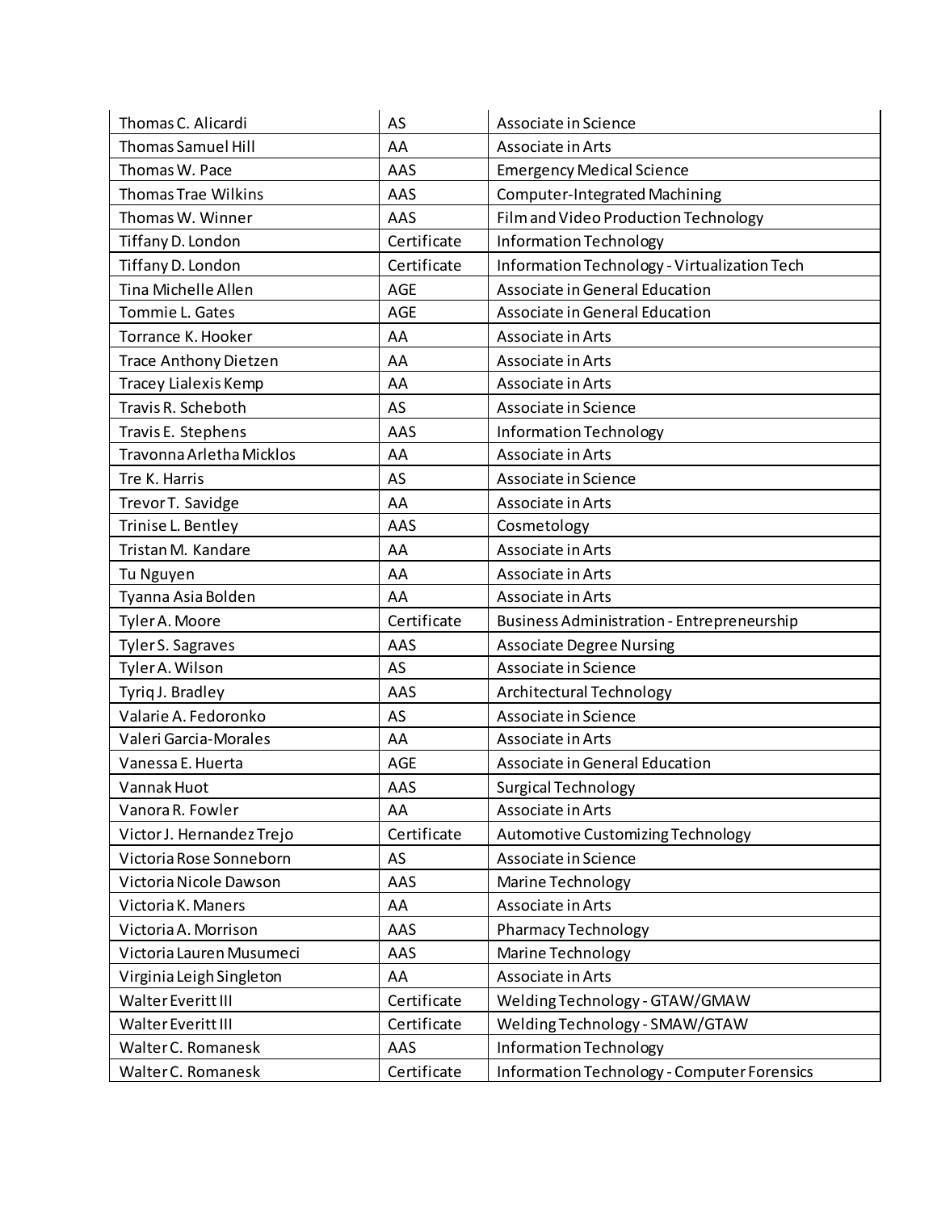| | | |
|---|---|---|
| Thomas C. Alicardi | AS | Associate in Science |
| Thomas Samuel Hill | AA | Associate in Arts |
| Thomas W. Pace | AAS | Emergency Medical Science |
| Thomas Trae Wilkins | AAS | Computer-Integrated Machining |
| Thomas W. Winner | AAS | Film and Video Production Technology |
| Tiffany D. London | Certificate | Information Technology |
| Tiffany D. London | Certificate | Information Technology - Virtualization Tech |
| Tina Michelle Allen | AGE | Associate in General Education |
| Tommie L. Gates | AGE | Associate in General Education |
| Torrance K. Hooker | AA | Associate in Arts |
| Trace Anthony Dietzen | AA | Associate in Arts |
| Tracey Lialexis Kemp | AA | Associate in Arts |
| Travis R. Scheboth | AS | Associate in Science |
| Travis E. Stephens | AAS | Information Technology |
| Travonna Arletha Micklos | AA | Associate in Arts |
| Tre K. Harris | AS | Associate in Science |
| Trevor T. Savidge | AA | Associate in Arts |
| Trinise L. Bentley | AAS | Cosmetology |
| Tristan M. Kandare | AA | Associate in Arts |
| Tu Nguyen | AA | Associate in Arts |
| Tyanna Asia Bolden | AA | Associate in Arts |
| Tyler A. Moore | Certificate | Business Administration - Entrepreneurship |
| Tyler S. Sagraves | AAS | Associate Degree Nursing |
| Tyler A. Wilson | AS | Associate in Science |
| Tyriq J. Bradley | AAS | Architectural Technology |
| Valarie A. Fedoronko | AS | Associate in Science |
| Valeri Garcia-Morales | AA | Associate in Arts |
| Vanessa E. Huerta | AGE | Associate in General Education |
| Vannak Huot | AAS | Surgical Technology |
| Vanora R. Fowler | AA | Associate in Arts |
| Victor J. Hernandez Trejo | Certificate | Automotive Customizing Technology |
| Victoria Rose Sonneborn | AS | Associate in Science |
| Victoria Nicole Dawson | AAS | Marine Technology |
| Victoria K. Maners | AA | Associate in Arts |
| Victoria A. Morrison | AAS | Pharmacy Technology |
| Victoria Lauren Musumeci | AAS | Marine Technology |
| Virginia Leigh Singleton | AA | Associate in Arts |
| Walter Everitt III | Certificate | Welding Technology - GTAW/GMAW |
| Walter Everitt III | Certificate | Welding Technology - SMAW/GTAW |
| Walter C. Romanesk | AAS | Information Technology |
| Walter C. Romanesk | Certificate | Information Technology - Computer Forensics |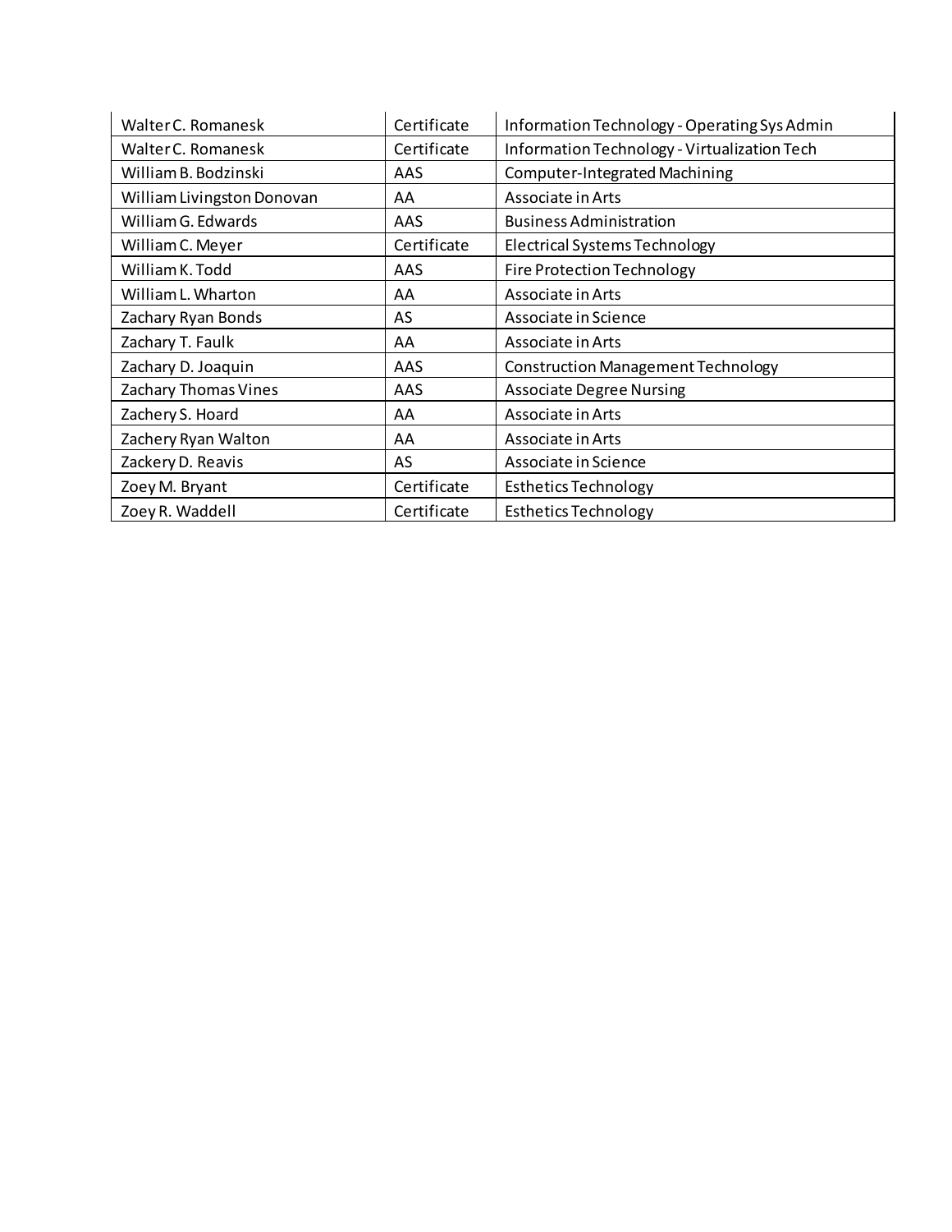| | | |
|---|---|---|
| Walter C. Romanesk | Certificate | Information Technology - Operating Sys Admin |
| Walter C. Romanesk | Certificate | Information Technology - Virtualization Tech |
| William B. Bodzinski | AAS | Computer-Integrated Machining |
| William Livingston Donovan | AA | Associate in Arts |
| William G. Edwards | AAS | Business Administration |
| William C. Meyer | Certificate | Electrical Systems Technology |
| William K. Todd | AAS | Fire Protection Technology |
| William L. Wharton | AA | Associate in Arts |
| Zachary Ryan Bonds | AS | Associate in Science |
| Zachary T. Faulk | AA | Associate in Arts |
| Zachary D. Joaquin | AAS | Construction Management Technology |
| Zachary Thomas Vines | AAS | Associate Degree Nursing |
| Zachery S. Hoard | AA | Associate in Arts |
| Zachery Ryan Walton | AA | Associate in Arts |
| Zackery D. Reavis | AS | Associate in Science |
| Zoey M. Bryant | Certificate | Esthetics Technology |
| Zoey R. Waddell | Certificate | Esthetics Technology |